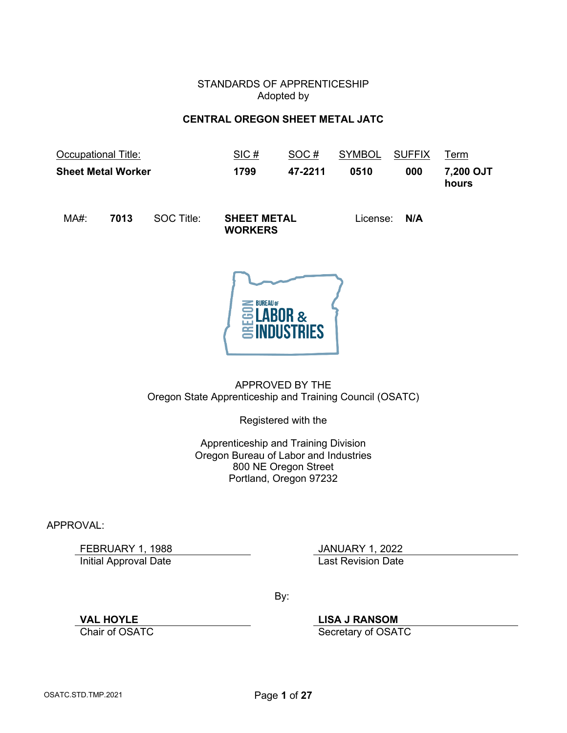STANDARDS OF APPRENTICESHIP
Adopted by

**CENTRAL OREGON SHEET METAL JATC**

| Occupational Title: | SIC # | SOC # | SYMBOL | SUFFIX | Term |
|---|---|---|---|---|---|
| **Sheet Metal Worker** | **1799** | **47-2211** | **0510** | **000** | **7,200 OJT hours** |

MA#: **7013** SOC Title: **SHEET METAL WORKERS** License: **N/A**

APPROVED BY THE
Oregon State Apprenticeship and Training Council (OSATC)

Registered with the

Apprenticeship and Training Division
Oregon Bureau of Labor and Industries
800 NE Oregon Street
Portland, Oregon 97232

APPROVAL:

| FEBRUARY 1, 1988 | JANUARY 1, 2022 |
|---|---|
| Initial Approval Date | Last Revision Date |

By:

| **VAL HOYLE** | **LISA J RANSOM** |
|---|---|
| Chair of OSATC | Secretary of OSATC |

OSATC.STD.TMP.2021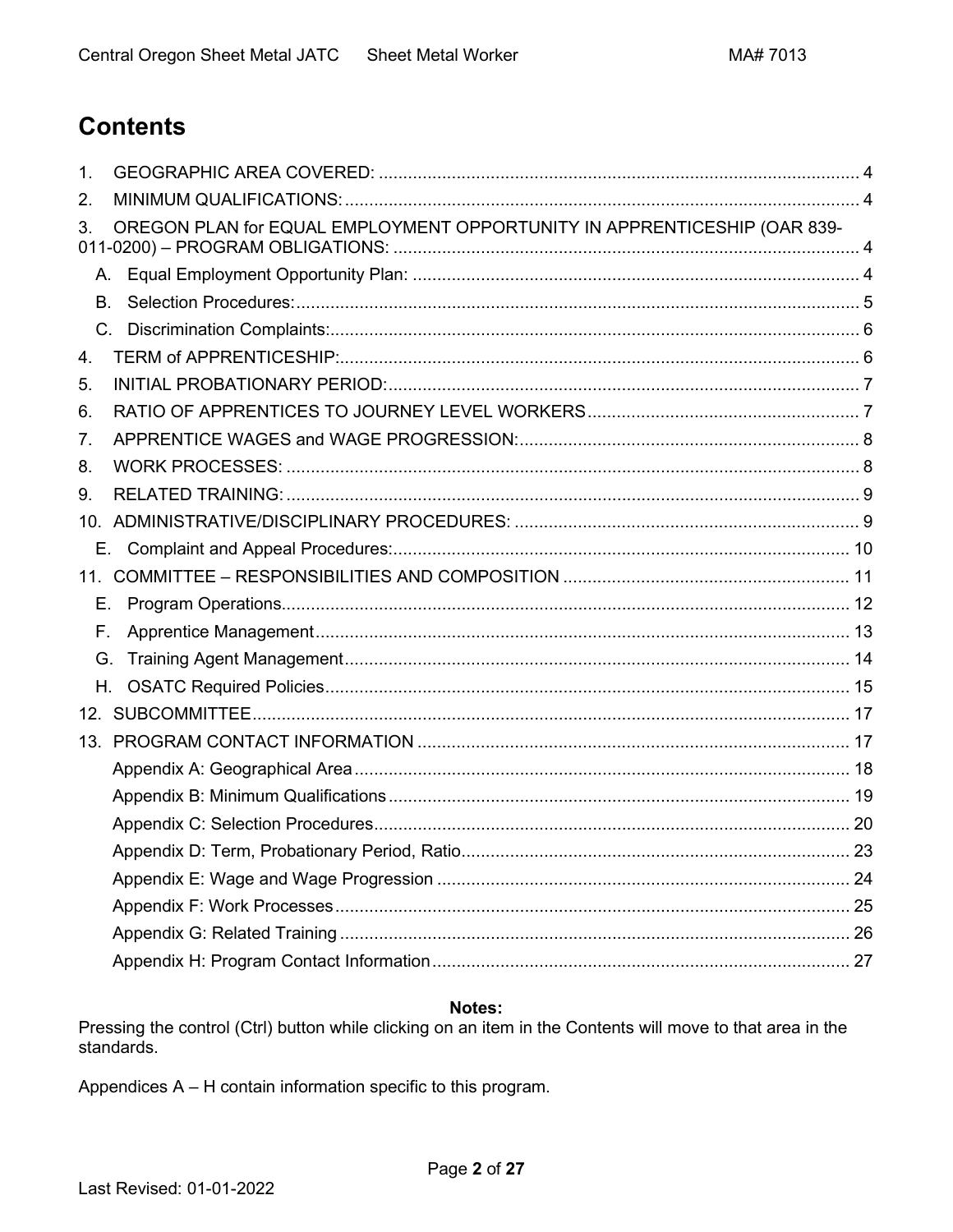# Contents

1. GEOGRAPHIC AREA COVERED: .......... 4
2. MINIMUM QUALIFICATIONS: .......... 4
3. OREGON PLAN for EQUAL EMPLOYMENT OPPORTUNITY IN APPRENTICESHIP (OAR 839-011-0200) – PROGRAM OBLIGATIONS: .......... 4
   - A. Equal Employment Opportunity Plan: .......... 4
   - B. Selection Procedures: .......... 5
   - C. Discrimination Complaints: .......... 6
4. TERM of APPRENTICESHIP: .......... 6
5. INITIAL PROBATIONARY PERIOD: .......... 7
6. RATIO OF APPRENTICES TO JOURNEY LEVEL WORKERS .......... 7
7. APPRENTICE WAGES and WAGE PROGRESSION: .......... 8
8. WORK PROCESSES: .......... 8
9. RELATED TRAINING: .......... 9
10. ADMINISTRATIVE/DISCIPLINARY PROCEDURES: .......... 9
    - E. Complaint and Appeal Procedures: .......... 10
11. COMMITTEE – RESPONSIBILITIES AND COMPOSITION .......... 11
    - E. Program Operations .......... 12
    - F. Apprentice Management .......... 13
    - G. Training Agent Management .......... 14
    - H. OSATC Required Policies .......... 15
12. SUBCOMMITTEE .......... 17
13. PROGRAM CONTACT INFORMATION .......... 17
    - Appendix A: Geographical Area .......... 18
    - Appendix B: Minimum Qualifications .......... 19
    - Appendix C: Selection Procedures .......... 20
    - Appendix D: Term, Probationary Period, Ratio .......... 23
    - Appendix E: Wage and Wage Progression .......... 24
    - Appendix F: Work Processes .......... 25
    - Appendix G: Related Training .......... 26
    - Appendix H: Program Contact Information .......... 27

**Notes:**

Pressing the control (Ctrl) button while clicking on an item in the Contents will move to that area in the standards.

Appendices A – H contain information specific to this program.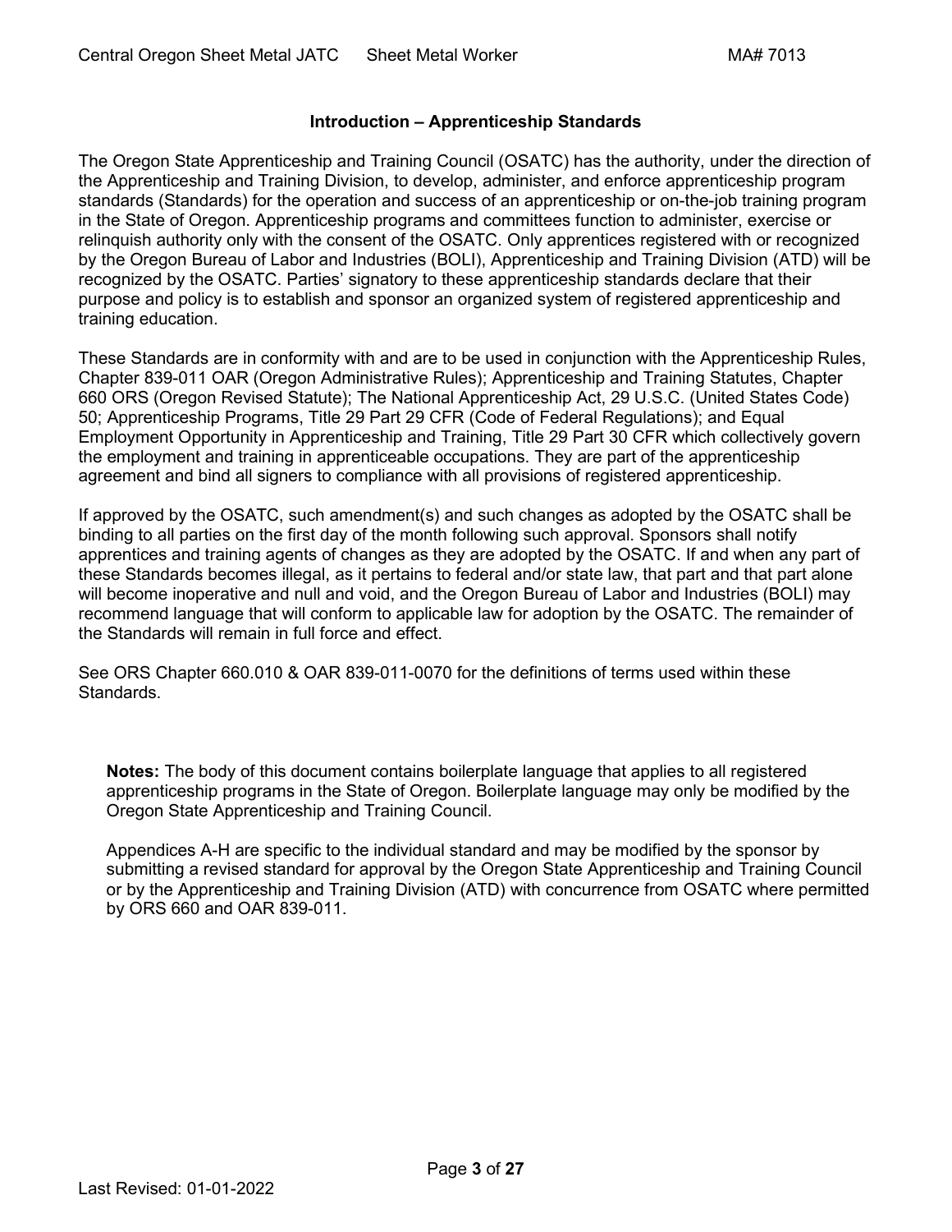## Introduction – Apprenticeship Standards

The Oregon State Apprenticeship and Training Council (OSATC) has the authority, under the direction of the Apprenticeship and Training Division, to develop, administer, and enforce apprenticeship program standards (Standards) for the operation and success of an apprenticeship or on-the-job training program in the State of Oregon. Apprenticeship programs and committees function to administer, exercise or relinquish authority only with the consent of the OSATC. Only apprentices registered with or recognized by the Oregon Bureau of Labor and Industries (BOLI), Apprenticeship and Training Division (ATD) will be recognized by the OSATC. Parties' signatory to these apprenticeship standards declare that their purpose and policy is to establish and sponsor an organized system of registered apprenticeship and training education.

These Standards are in conformity with and are to be used in conjunction with the Apprenticeship Rules, Chapter 839-011 OAR (Oregon Administrative Rules); Apprenticeship and Training Statutes, Chapter 660 ORS (Oregon Revised Statute); The National Apprenticeship Act, 29 U.S.C. (United States Code) 50; Apprenticeship Programs, Title 29 Part 29 CFR (Code of Federal Regulations); and Equal Employment Opportunity in Apprenticeship and Training, Title 29 Part 30 CFR which collectively govern the employment and training in apprenticeable occupations. They are part of the apprenticeship agreement and bind all signers to compliance with all provisions of registered apprenticeship.

If approved by the OSATC, such amendment(s) and such changes as adopted by the OSATC shall be binding to all parties on the first day of the month following such approval. Sponsors shall notify apprentices and training agents of changes as they are adopted by the OSATC. If and when any part of these Standards becomes illegal, as it pertains to federal and/or state law, that part and that part alone will become inoperative and null and void, and the Oregon Bureau of Labor and Industries (BOLI) may recommend language that will conform to applicable law for adoption by the OSATC. The remainder of the Standards will remain in full force and effect.

See ORS Chapter 660.010 & OAR 839-011-0070 for the definitions of terms used within these Standards.

**Notes:** The body of this document contains boilerplate language that applies to all registered apprenticeship programs in the State of Oregon. Boilerplate language may only be modified by the Oregon State Apprenticeship and Training Council.

Appendices A-H are specific to the individual standard and may be modified by the sponsor by submitting a revised standard for approval by the Oregon State Apprenticeship and Training Council or by the Apprenticeship and Training Division (ATD) with concurrence from OSATC where permitted by ORS 660 and OAR 839-011.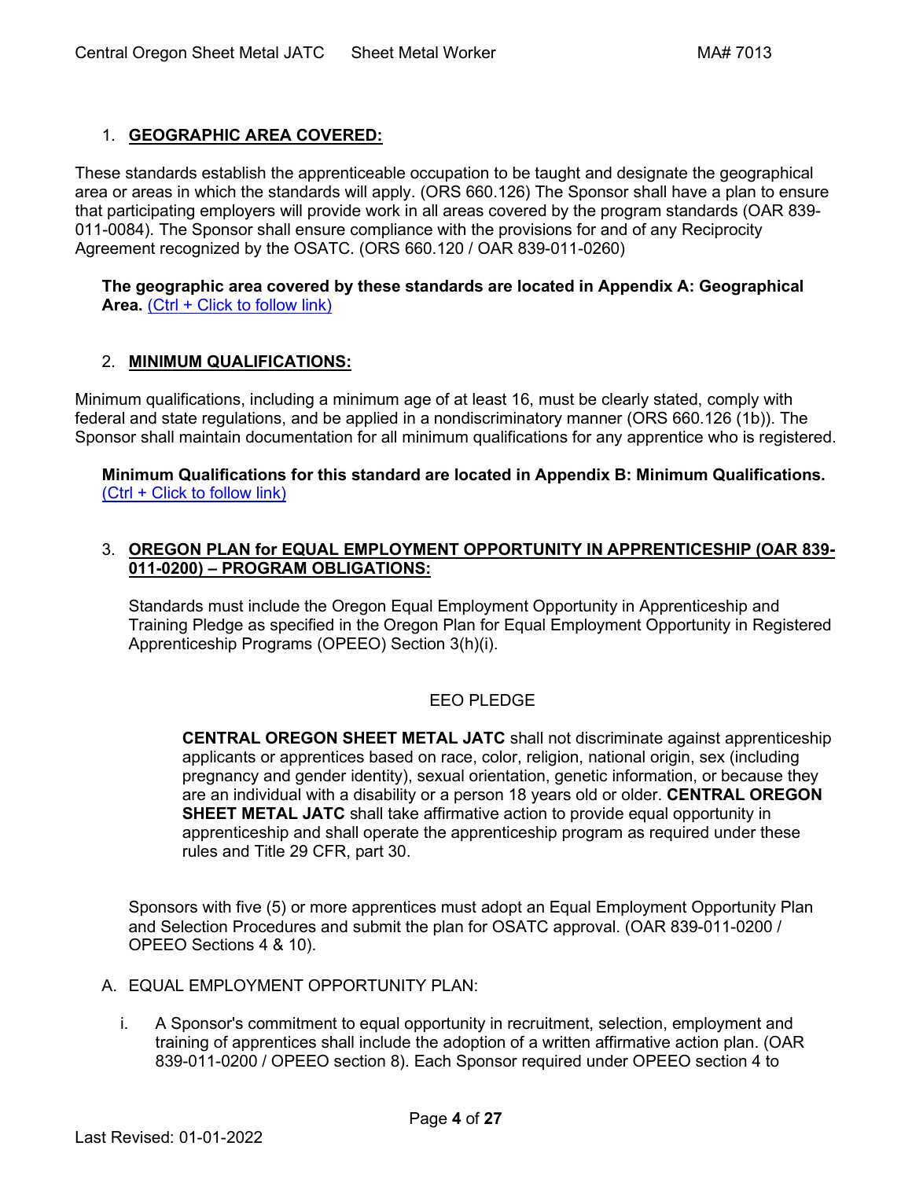## 1. GEOGRAPHIC AREA COVERED:

These standards establish the apprenticeable occupation to be taught and designate the geographical area or areas in which the standards will apply. (ORS 660.126) The Sponsor shall have a plan to ensure that participating employers will provide work in all areas covered by the program standards (OAR 839-011-0084). The Sponsor shall ensure compliance with the provisions for and of any Reciprocity Agreement recognized by the OSATC. (ORS 660.120 / OAR 839-011-0260)

**The geographic area covered by these standards are located in Appendix A: Geographical Area.** (Ctrl + Click to follow link)

## 2. MINIMUM QUALIFICATIONS:

Minimum qualifications, including a minimum age of at least 16, must be clearly stated, comply with federal and state regulations, and be applied in a nondiscriminatory manner (ORS 660.126 (1b)). The Sponsor shall maintain documentation for all minimum qualifications for any apprentice who is registered.

**Minimum Qualifications for this standard are located in Appendix B: Minimum Qualifications.** (Ctrl + Click to follow link)

## 3. OREGON PLAN for EQUAL EMPLOYMENT OPPORTUNITY IN APPRENTICESHIP (OAR 839-011-0200) – PROGRAM OBLIGATIONS:

Standards must include the Oregon Equal Employment Opportunity in Apprenticeship and Training Pledge as specified in the Oregon Plan for Equal Employment Opportunity in Registered Apprenticeship Programs (OPEEO) Section 3(h)(i).

EEO PLEDGE

**CENTRAL OREGON SHEET METAL JATC** shall not discriminate against apprenticeship applicants or apprentices based on race, color, religion, national origin, sex (including pregnancy and gender identity), sexual orientation, genetic information, or because they are an individual with a disability or a person 18 years old or older. **CENTRAL OREGON SHEET METAL JATC** shall take affirmative action to provide equal opportunity in apprenticeship and shall operate the apprenticeship program as required under these rules and Title 29 CFR, part 30.

Sponsors with five (5) or more apprentices must adopt an Equal Employment Opportunity Plan and Selection Procedures and submit the plan for OSATC approval. (OAR 839-011-0200 / OPEEO Sections 4 & 10).

A. EQUAL EMPLOYMENT OPPORTUNITY PLAN:

i. A Sponsor's commitment to equal opportunity in recruitment, selection, employment and training of apprentices shall include the adoption of a written affirmative action plan. (OAR 839-011-0200 / OPEEO section 8). Each Sponsor required under OPEEO section 4 to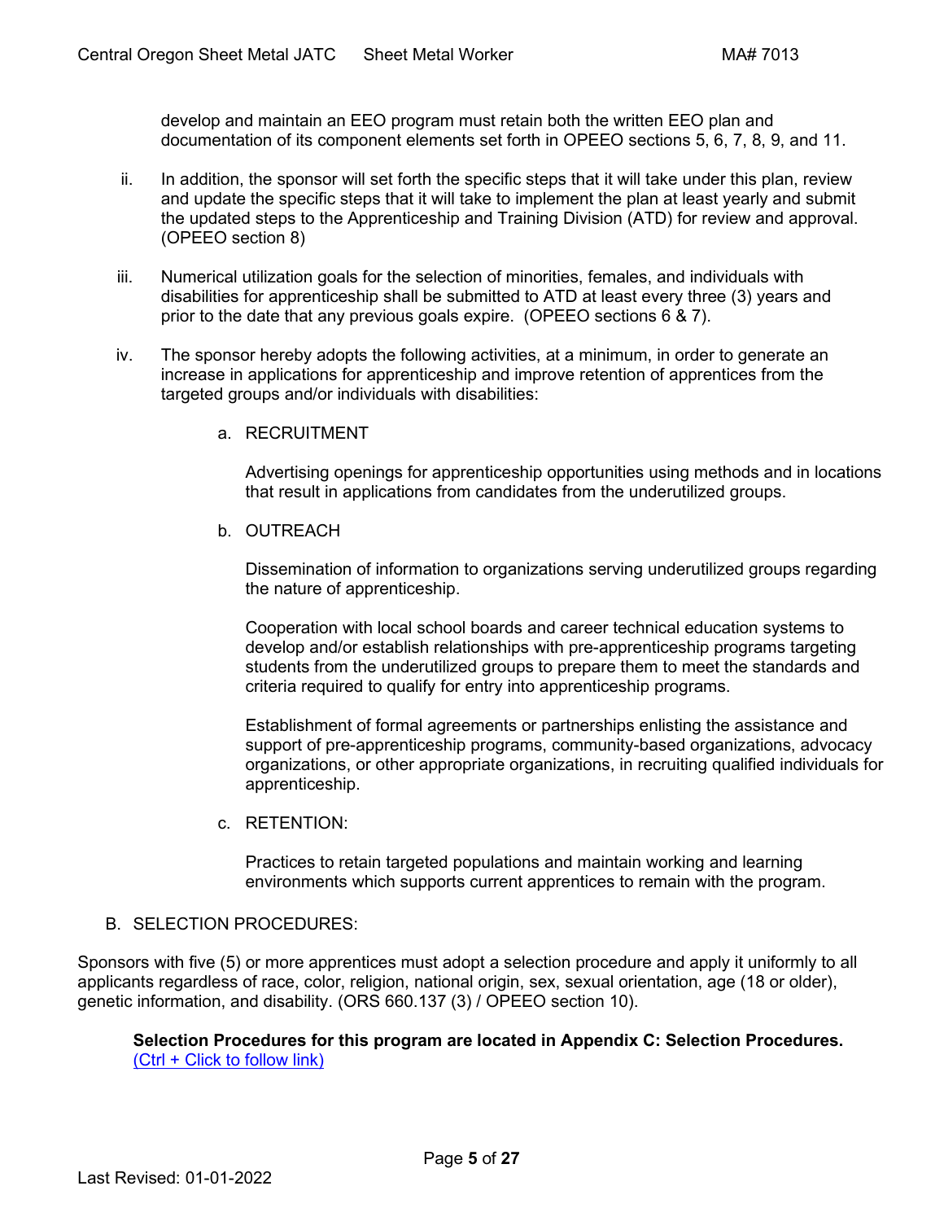develop and maintain an EEO program must retain both the written EEO plan and documentation of its component elements set forth in OPEEO sections 5, 6, 7, 8, 9, and 11.

ii. In addition, the sponsor will set forth the specific steps that it will take under this plan, review and update the specific steps that it will take to implement the plan at least yearly and submit the updated steps to the Apprenticeship and Training Division (ATD) for review and approval. (OPEEO section 8)

iii. Numerical utilization goals for the selection of minorities, females, and individuals with disabilities for apprenticeship shall be submitted to ATD at least every three (3) years and prior to the date that any previous goals expire. (OPEEO sections 6 & 7).

iv. The sponsor hereby adopts the following activities, at a minimum, in order to generate an increase in applications for apprenticeship and improve retention of apprentices from the targeted groups and/or individuals with disabilities:

a. RECRUITMENT

Advertising openings for apprenticeship opportunities using methods and in locations that result in applications from candidates from the underutilized groups.

b. OUTREACH

Dissemination of information to organizations serving underutilized groups regarding the nature of apprenticeship.

Cooperation with local school boards and career technical education systems to develop and/or establish relationships with pre-apprenticeship programs targeting students from the underutilized groups to prepare them to meet the standards and criteria required to qualify for entry into apprenticeship programs.

Establishment of formal agreements or partnerships enlisting the assistance and support of pre-apprenticeship programs, community-based organizations, advocacy organizations, or other appropriate organizations, in recruiting qualified individuals for apprenticeship.

c. RETENTION:

Practices to retain targeted populations and maintain working and learning environments which supports current apprentices to remain with the program.

B. SELECTION PROCEDURES:

Sponsors with five (5) or more apprentices must adopt a selection procedure and apply it uniformly to all applicants regardless of race, color, religion, national origin, sex, sexual orientation, age (18 or older), genetic information, and disability. (ORS 660.137 (3) / OPEEO section 10).

**Selection Procedures for this program are located in Appendix C: Selection Procedures.**
(Ctrl + Click to follow link)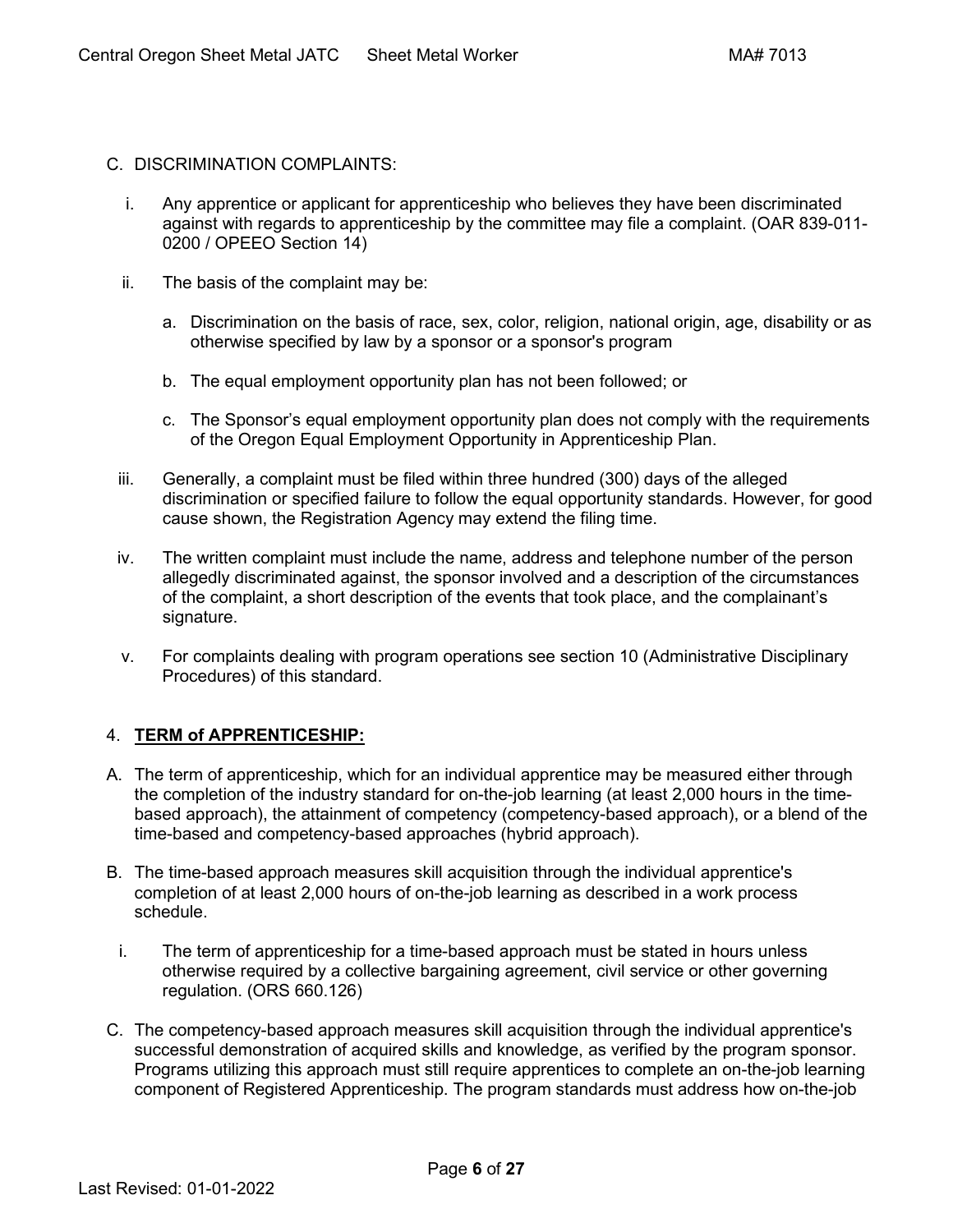C. DISCRIMINATION COMPLAINTS:

i. Any apprentice or applicant for apprenticeship who believes they have been discriminated against with regards to apprenticeship by the committee may file a complaint. (OAR 839-011-0200 / OPEEO Section 14)

ii. The basis of the complaint may be:

   a. Discrimination on the basis of race, sex, color, religion, national origin, age, disability or as otherwise specified by law by a sponsor or a sponsor's program

   b. The equal employment opportunity plan has not been followed; or

   c. The Sponsor's equal employment opportunity plan does not comply with the requirements of the Oregon Equal Employment Opportunity in Apprenticeship Plan.

iii. Generally, a complaint must be filed within three hundred (300) days of the alleged discrimination or specified failure to follow the equal opportunity standards. However, for good cause shown, the Registration Agency may extend the filing time.

iv. The written complaint must include the name, address and telephone number of the person allegedly discriminated against, the sponsor involved and a description of the circumstances of the complaint, a short description of the events that took place, and the complainant's signature.

v. For complaints dealing with program operations see section 10 (Administrative Disciplinary Procedures) of this standard.

## 4. **TERM of APPRENTICESHIP:**

A. The term of apprenticeship, which for an individual apprentice may be measured either through the completion of the industry standard for on-the-job learning (at least 2,000 hours in the time-based approach), the attainment of competency (competency-based approach), or a blend of the time-based and competency-based approaches (hybrid approach).

B. The time-based approach measures skill acquisition through the individual apprentice's completion of at least 2,000 hours of on-the-job learning as described in a work process schedule.

   i. The term of apprenticeship for a time-based approach must be stated in hours unless otherwise required by a collective bargaining agreement, civil service or other governing regulation. (ORS 660.126)

C. The competency-based approach measures skill acquisition through the individual apprentice's successful demonstration of acquired skills and knowledge, as verified by the program sponsor. Programs utilizing this approach must still require apprentices to complete an on-the-job learning component of Registered Apprenticeship. The program standards must address how on-the-job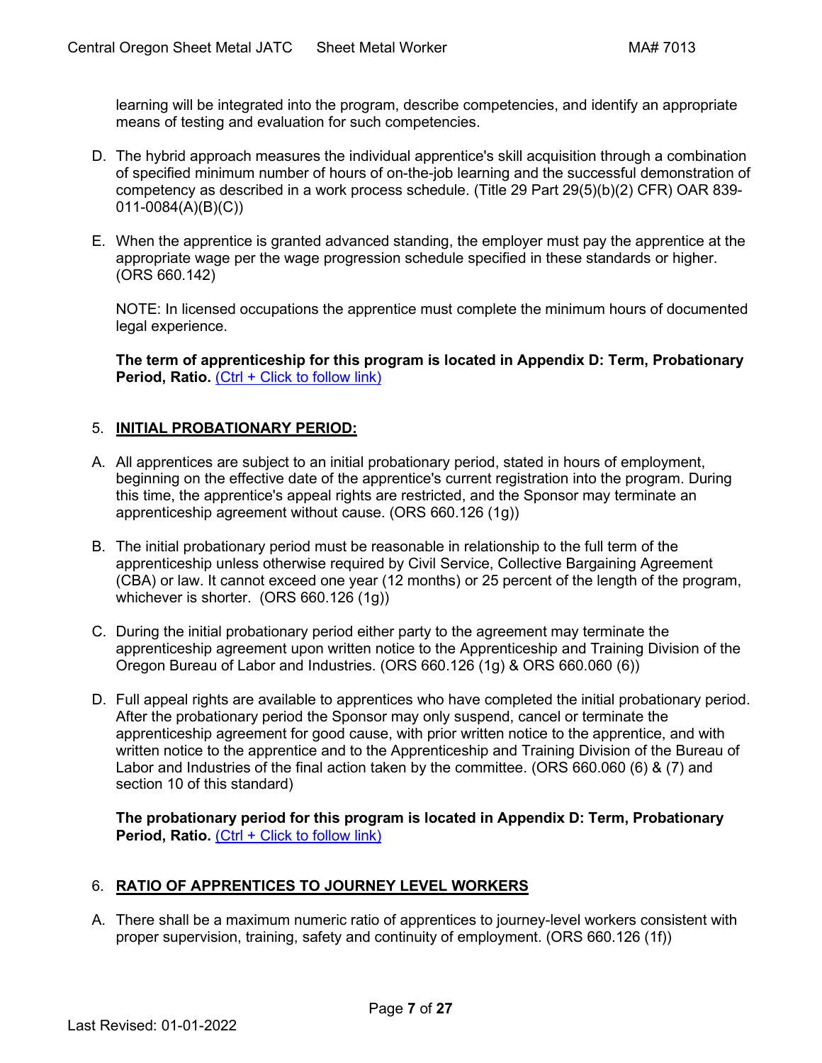learning will be integrated into the program, describe competencies, and identify an appropriate means of testing and evaluation for such competencies.

D. The hybrid approach measures the individual apprentice's skill acquisition through a combination of specified minimum number of hours of on-the-job learning and the successful demonstration of competency as described in a work process schedule. (Title 29 Part 29(5)(b)(2) CFR) OAR 839-011-0084(A)(B)(C))

E. When the apprentice is granted advanced standing, the employer must pay the apprentice at the appropriate wage per the wage progression schedule specified in these standards or higher. (ORS 660.142)

NOTE: In licensed occupations the apprentice must complete the minimum hours of documented legal experience.

**The term of apprenticeship for this program is located in Appendix D: Term, Probationary Period, Ratio.** (Ctrl + Click to follow link)

## 5. INITIAL PROBATIONARY PERIOD:

A. All apprentices are subject to an initial probationary period, stated in hours of employment, beginning on the effective date of the apprentice's current registration into the program. During this time, the apprentice's appeal rights are restricted, and the Sponsor may terminate an apprenticeship agreement without cause. (ORS 660.126 (1g))

B. The initial probationary period must be reasonable in relationship to the full term of the apprenticeship unless otherwise required by Civil Service, Collective Bargaining Agreement (CBA) or law. It cannot exceed one year (12 months) or 25 percent of the length of the program, whichever is shorter. (ORS 660.126 (1g))

C. During the initial probationary period either party to the agreement may terminate the apprenticeship agreement upon written notice to the Apprenticeship and Training Division of the Oregon Bureau of Labor and Industries. (ORS 660.126 (1g) & ORS 660.060 (6))

D. Full appeal rights are available to apprentices who have completed the initial probationary period. After the probationary period the Sponsor may only suspend, cancel or terminate the apprenticeship agreement for good cause, with prior written notice to the apprentice, and with written notice to the apprentice and to the Apprenticeship and Training Division of the Bureau of Labor and Industries of the final action taken by the committee. (ORS 660.060 (6) & (7) and section 10 of this standard)

**The probationary period for this program is located in Appendix D: Term, Probationary Period, Ratio.** (Ctrl + Click to follow link)

## 6. RATIO OF APPRENTICES TO JOURNEY LEVEL WORKERS

A. There shall be a maximum numeric ratio of apprentices to journey-level workers consistent with proper supervision, training, safety and continuity of employment. (ORS 660.126 (1f))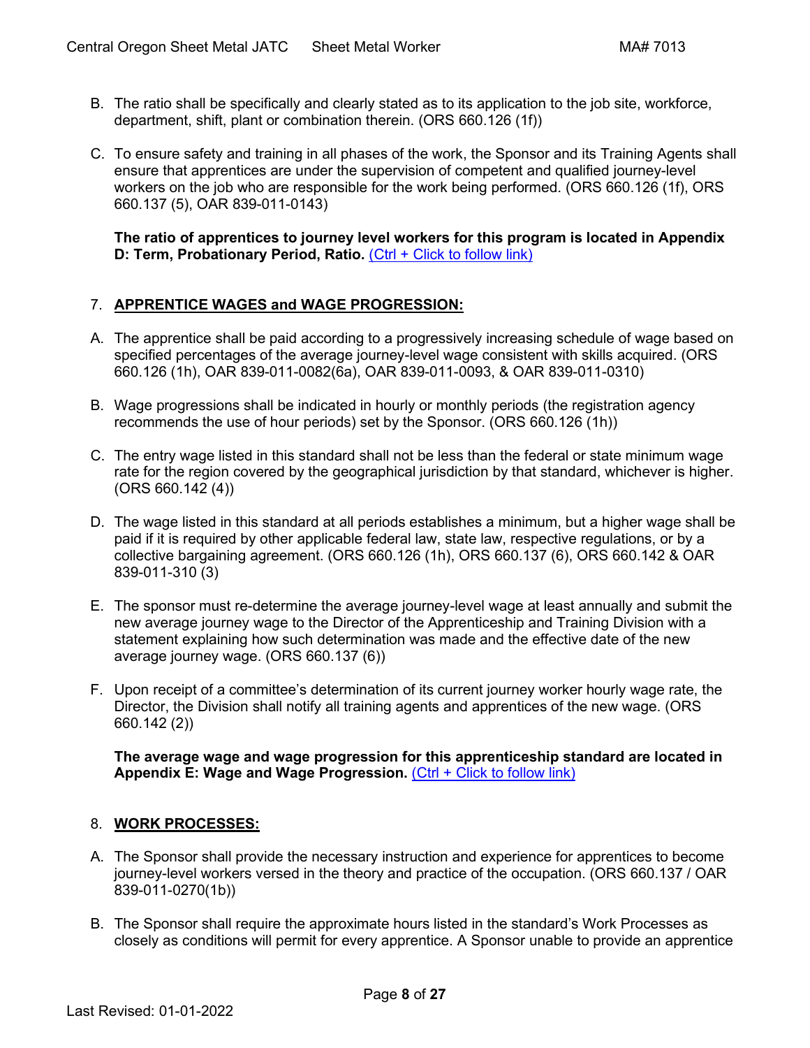B. The ratio shall be specifically and clearly stated as to its application to the job site, workforce, department, shift, plant or combination therein. (ORS 660.126 (1f))

C. To ensure safety and training in all phases of the work, the Sponsor and its Training Agents shall ensure that apprentices are under the supervision of competent and qualified journey-level workers on the job who are responsible for the work being performed. (ORS 660.126 (1f), ORS 660.137 (5), OAR 839-011-0143)

**The ratio of apprentices to journey level workers for this program is located in Appendix D: Term, Probationary Period, Ratio.** (Ctrl + Click to follow link)

## 7. APPRENTICE WAGES and WAGE PROGRESSION:

A. The apprentice shall be paid according to a progressively increasing schedule of wage based on specified percentages of the average journey-level wage consistent with skills acquired. (ORS 660.126 (1h), OAR 839-011-0082(6a), OAR 839-011-0093, & OAR 839-011-0310)

B. Wage progressions shall be indicated in hourly or monthly periods (the registration agency recommends the use of hour periods) set by the Sponsor. (ORS 660.126 (1h))

C. The entry wage listed in this standard shall not be less than the federal or state minimum wage rate for the region covered by the geographical jurisdiction by that standard, whichever is higher. (ORS 660.142 (4))

D. The wage listed in this standard at all periods establishes a minimum, but a higher wage shall be paid if it is required by other applicable federal law, state law, respective regulations, or by a collective bargaining agreement. (ORS 660.126 (1h), ORS 660.137 (6), ORS 660.142 & OAR 839-011-310 (3)

E. The sponsor must re-determine the average journey-level wage at least annually and submit the new average journey wage to the Director of the Apprenticeship and Training Division with a statement explaining how such determination was made and the effective date of the new average journey wage. (ORS 660.137 (6))

F. Upon receipt of a committee's determination of its current journey worker hourly wage rate, the Director, the Division shall notify all training agents and apprentices of the new wage. (ORS 660.142 (2))

**The average wage and wage progression for this apprenticeship standard are located in Appendix E: Wage and Wage Progression.** (Ctrl + Click to follow link)

## 8. WORK PROCESSES:

A. The Sponsor shall provide the necessary instruction and experience for apprentices to become journey-level workers versed in the theory and practice of the occupation. (ORS 660.137 / OAR 839-011-0270(1b))

B. The Sponsor shall require the approximate hours listed in the standard's Work Processes as closely as conditions will permit for every apprentice. A Sponsor unable to provide an apprentice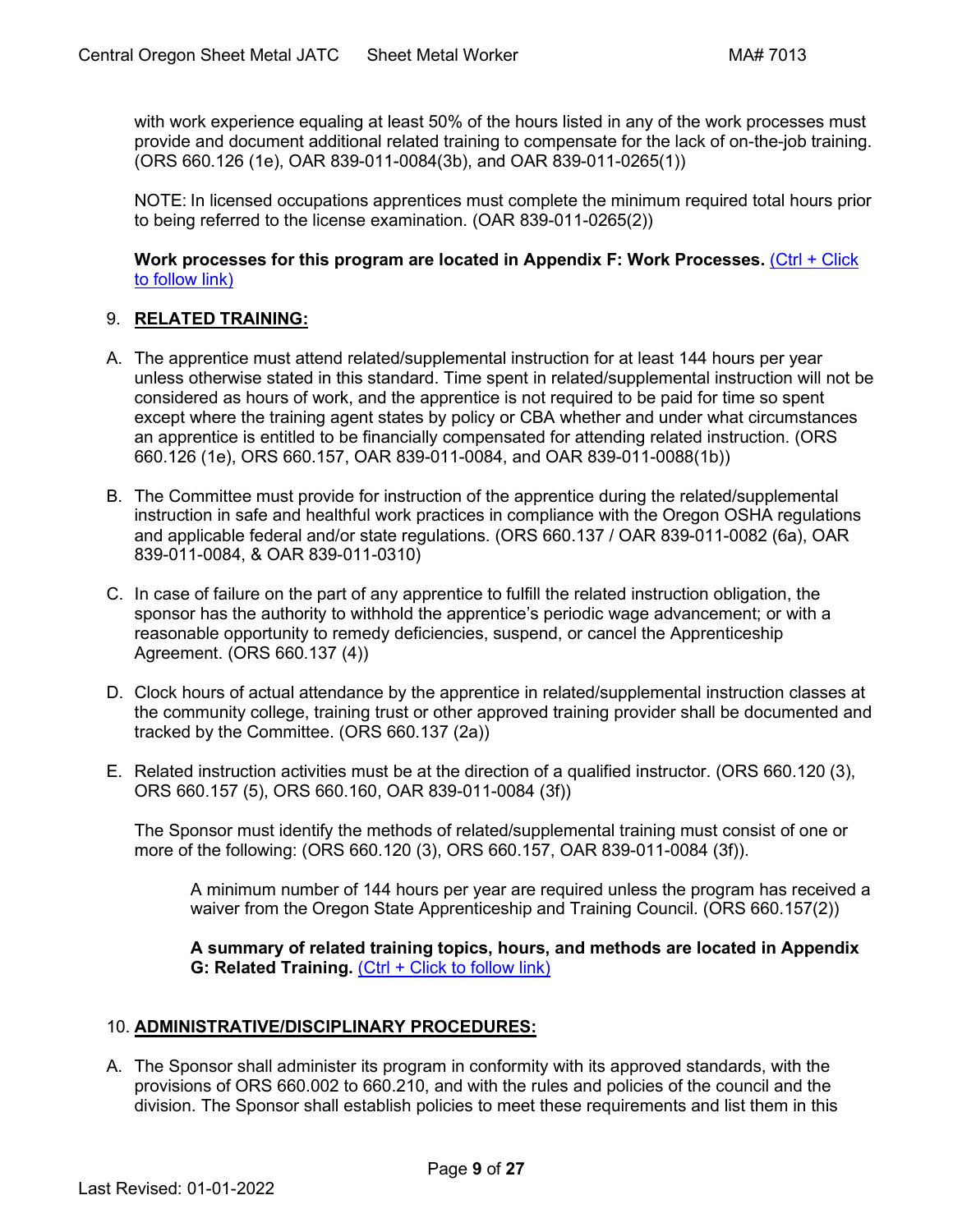with work experience equaling at least 50% of the hours listed in any of the work processes must provide and document additional related training to compensate for the lack of on-the-job training. (ORS 660.126 (1e), OAR 839-011-0084(3b), and OAR 839-011-0265(1))

NOTE: In licensed occupations apprentices must complete the minimum required total hours prior to being referred to the license examination. (OAR 839-011-0265(2))

**Work processes for this program are located in Appendix F: Work Processes.** (Ctrl + Click to follow link)

## 9. RELATED TRAINING:

A. The apprentice must attend related/supplemental instruction for at least 144 hours per year unless otherwise stated in this standard. Time spent in related/supplemental instruction will not be considered as hours of work, and the apprentice is not required to be paid for time so spent except where the training agent states by policy or CBA whether and under what circumstances an apprentice is entitled to be financially compensated for attending related instruction. (ORS 660.126 (1e), ORS 660.157, OAR 839-011-0084, and OAR 839-011-0088(1b))

B. The Committee must provide for instruction of the apprentice during the related/supplemental instruction in safe and healthful work practices in compliance with the Oregon OSHA regulations and applicable federal and/or state regulations. (ORS 660.137 / OAR 839-011-0082 (6a), OAR 839-011-0084, & OAR 839-011-0310)

C. In case of failure on the part of any apprentice to fulfill the related instruction obligation, the sponsor has the authority to withhold the apprentice's periodic wage advancement; or with a reasonable opportunity to remedy deficiencies, suspend, or cancel the Apprenticeship Agreement. (ORS 660.137 (4))

D. Clock hours of actual attendance by the apprentice in related/supplemental instruction classes at the community college, training trust or other approved training provider shall be documented and tracked by the Committee. (ORS 660.137 (2a))

E. Related instruction activities must be at the direction of a qualified instructor. (ORS 660.120 (3), ORS 660.157 (5), ORS 660.160, OAR 839-011-0084 (3f))

The Sponsor must identify the methods of related/supplemental training must consist of one or more of the following: (ORS 660.120 (3), ORS 660.157, OAR 839-011-0084 (3f)).

A minimum number of 144 hours per year are required unless the program has received a waiver from the Oregon State Apprenticeship and Training Council. (ORS 660.157(2))

**A summary of related training topics, hours, and methods are located in Appendix G: Related Training.** (Ctrl + Click to follow link)

## 10. ADMINISTRATIVE/DISCIPLINARY PROCEDURES:

A. The Sponsor shall administer its program in conformity with its approved standards, with the provisions of ORS 660.002 to 660.210, and with the rules and policies of the council and the division. The Sponsor shall establish policies to meet these requirements and list them in this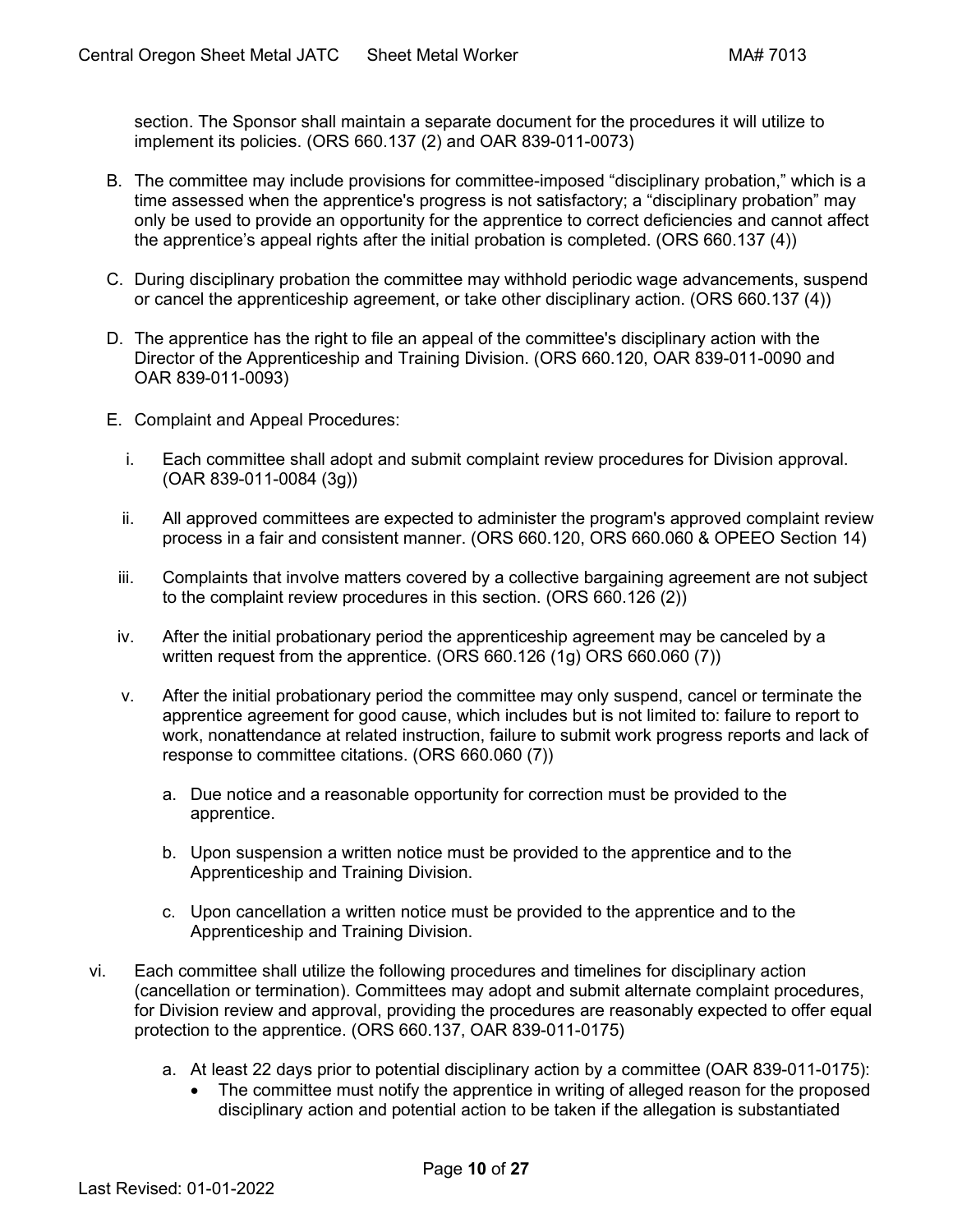section. The Sponsor shall maintain a separate document for the procedures it will utilize to implement its policies. (ORS 660.137 (2) and OAR 839-011-0073)

B. The committee may include provisions for committee-imposed “disciplinary probation,” which is a time assessed when the apprentice's progress is not satisfactory; a “disciplinary probation” may only be used to provide an opportunity for the apprentice to correct deficiencies and cannot affect the apprentice’s appeal rights after the initial probation is completed. (ORS 660.137 (4))

C. During disciplinary probation the committee may withhold periodic wage advancements, suspend or cancel the apprenticeship agreement, or take other disciplinary action. (ORS 660.137 (4))

D. The apprentice has the right to file an appeal of the committee's disciplinary action with the Director of the Apprenticeship and Training Division. (ORS 660.120, OAR 839-011-0090 and OAR 839-011-0093)

E. Complaint and Appeal Procedures:

   i. Each committee shall adopt and submit complaint review procedures for Division approval. (OAR 839-011-0084 (3g))

   ii. All approved committees are expected to administer the program's approved complaint review process in a fair and consistent manner. (ORS 660.120, ORS 660.060 & OPEEO Section 14)

   iii. Complaints that involve matters covered by a collective bargaining agreement are not subject to the complaint review procedures in this section. (ORS 660.126 (2))

   iv. After the initial probationary period the apprenticeship agreement may be canceled by a written request from the apprentice. (ORS 660.126 (1g) ORS 660.060 (7))

   v. After the initial probationary period the committee may only suspend, cancel or terminate the apprentice agreement for good cause, which includes but is not limited to: failure to report to work, nonattendance at related instruction, failure to submit work progress reports and lack of response to committee citations. (ORS 660.060 (7))

      a. Due notice and a reasonable opportunity for correction must be provided to the apprentice.

      b. Upon suspension a written notice must be provided to the apprentice and to the Apprenticeship and Training Division.

      c. Upon cancellation a written notice must be provided to the apprentice and to the Apprenticeship and Training Division.

vi. Each committee shall utilize the following procedures and timelines for disciplinary action (cancellation or termination). Committees may adopt and submit alternate complaint procedures, for Division review and approval, providing the procedures are reasonably expected to offer equal protection to the apprentice. (ORS 660.137, OAR 839-011-0175)

   a. At least 22 days prior to potential disciplinary action by a committee (OAR 839-011-0175):
      - The committee must notify the apprentice in writing of alleged reason for the proposed disciplinary action and potential action to be taken if the allegation is substantiated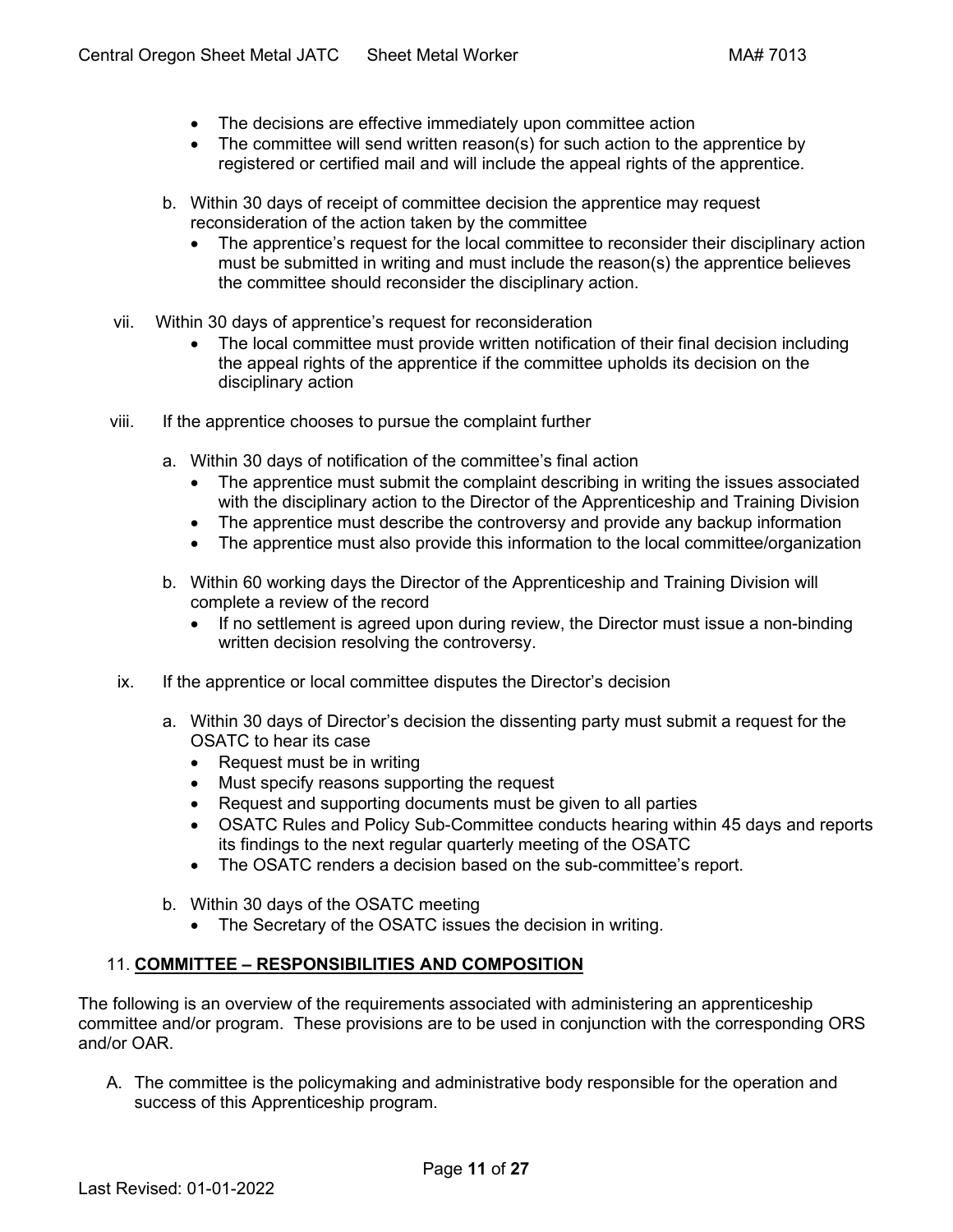- The decisions are effective immediately upon committee action
- The committee will send written reason(s) for such action to the apprentice by registered or certified mail and will include the appeal rights of the apprentice.

b. Within 30 days of receipt of committee decision the apprentice may request reconsideration of the action taken by the committee
- The apprentice's request for the local committee to reconsider their disciplinary action must be submitted in writing and must include the reason(s) the apprentice believes the committee should reconsider the disciplinary action.

vii. Within 30 days of apprentice's request for reconsideration
- The local committee must provide written notification of their final decision including the appeal rights of the apprentice if the committee upholds its decision on the disciplinary action

viii. If the apprentice chooses to pursue the complaint further

a. Within 30 days of notification of the committee's final action
- The apprentice must submit the complaint describing in writing the issues associated with the disciplinary action to the Director of the Apprenticeship and Training Division
- The apprentice must describe the controversy and provide any backup information
- The apprentice must also provide this information to the local committee/organization

b. Within 60 working days the Director of the Apprenticeship and Training Division will complete a review of the record
- If no settlement is agreed upon during review, the Director must issue a non-binding written decision resolving the controversy.

ix. If the apprentice or local committee disputes the Director's decision

a. Within 30 days of Director's decision the dissenting party must submit a request for the OSATC to hear its case
- Request must be in writing
- Must specify reasons supporting the request
- Request and supporting documents must be given to all parties
- OSATC Rules and Policy Sub-Committee conducts hearing within 45 days and reports its findings to the next regular quarterly meeting of the OSATC
- The OSATC renders a decision based on the sub-committee's report.

b. Within 30 days of the OSATC meeting
- The Secretary of the OSATC issues the decision in writing.

## 11. COMMITTEE – RESPONSIBILITIES AND COMPOSITION

The following is an overview of the requirements associated with administering an apprenticeship committee and/or program. These provisions are to be used in conjunction with the corresponding ORS and/or OAR.

A. The committee is the policymaking and administrative body responsible for the operation and success of this Apprenticeship program.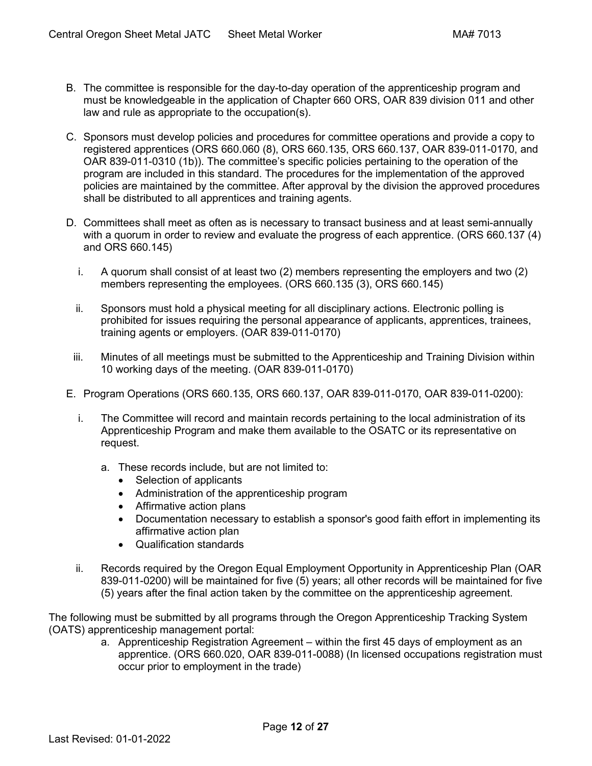B. The committee is responsible for the day-to-day operation of the apprenticeship program and must be knowledgeable in the application of Chapter 660 ORS, OAR 839 division 011 and other law and rule as appropriate to the occupation(s).

C. Sponsors must develop policies and procedures for committee operations and provide a copy to registered apprentices (ORS 660.060 (8), ORS 660.135, ORS 660.137, OAR 839-011-0170, and OAR 839-011-0310 (1b)). The committee's specific policies pertaining to the operation of the program are included in this standard. The procedures for the implementation of the approved policies are maintained by the committee. After approval by the division the approved procedures shall be distributed to all apprentices and training agents.

D. Committees shall meet as often as is necessary to transact business and at least semi-annually with a quorum in order to review and evaluate the progress of each apprentice. (ORS 660.137 (4) and ORS 660.145)

   i. A quorum shall consist of at least two (2) members representing the employers and two (2) members representing the employees. (ORS 660.135 (3), ORS 660.145)

   ii. Sponsors must hold a physical meeting for all disciplinary actions. Electronic polling is prohibited for issues requiring the personal appearance of applicants, apprentices, trainees, training agents or employers. (OAR 839-011-0170)

   iii. Minutes of all meetings must be submitted to the Apprenticeship and Training Division within 10 working days of the meeting. (OAR 839-011-0170)

E. Program Operations (ORS 660.135, ORS 660.137, OAR 839-011-0170, OAR 839-011-0200):

   i. The Committee will record and maintain records pertaining to the local administration of its Apprenticeship Program and make them available to the OSATC or its representative on request.

      a. These records include, but are not limited to:
         - Selection of applicants
         - Administration of the apprenticeship program
         - Affirmative action plans
         - Documentation necessary to establish a sponsor's good faith effort in implementing its affirmative action plan
         - Qualification standards

   ii. Records required by the Oregon Equal Employment Opportunity in Apprenticeship Plan (OAR 839-011-0200) will be maintained for five (5) years; all other records will be maintained for five (5) years after the final action taken by the committee on the apprenticeship agreement.

The following must be submitted by all programs through the Oregon Apprenticeship Tracking System (OATS) apprenticeship management portal:

   a. Apprenticeship Registration Agreement – within the first 45 days of employment as an apprentice. (ORS 660.020, OAR 839-011-0088) (In licensed occupations registration must occur prior to employment in the trade)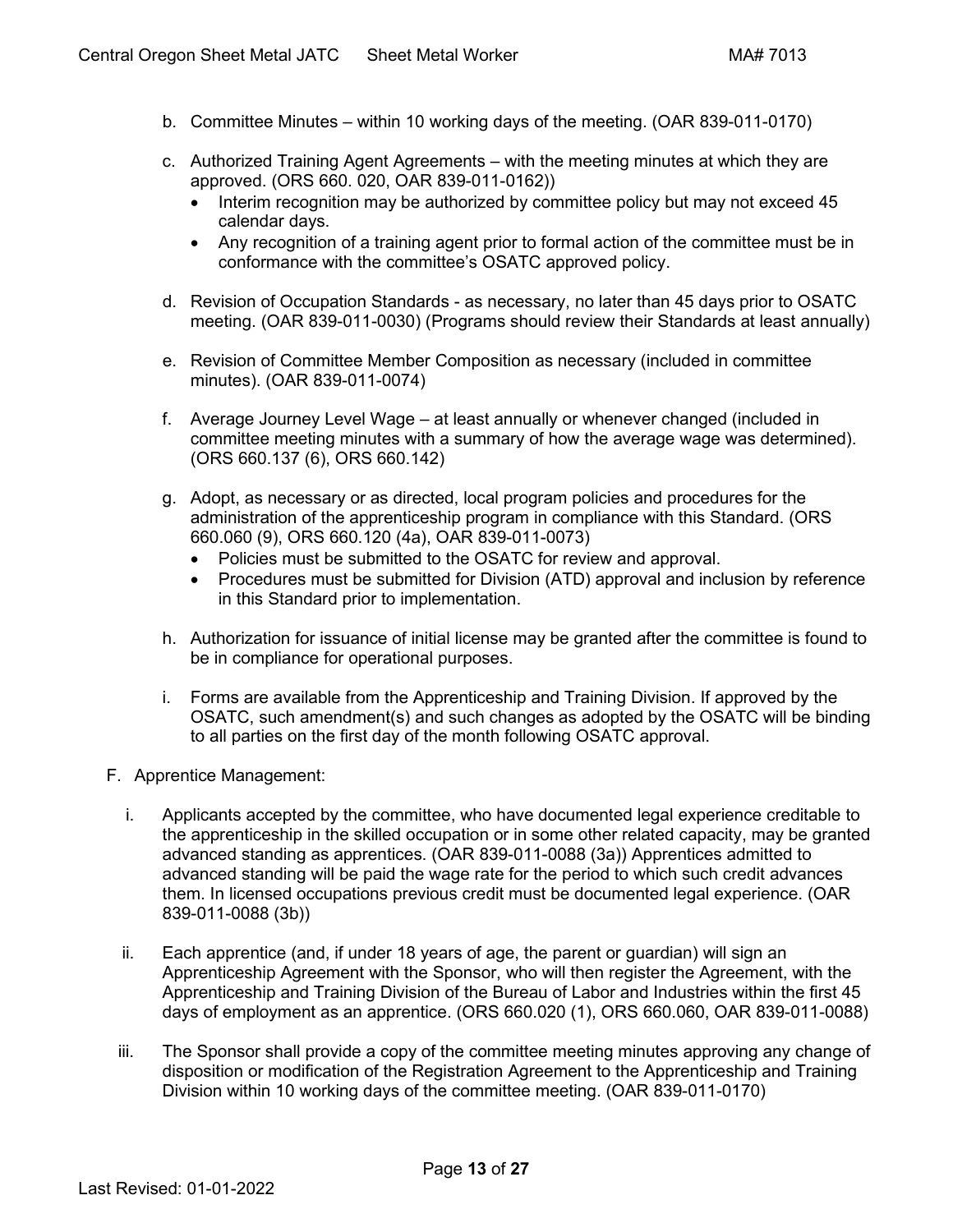b. Committee Minutes – within 10 working days of the meeting. (OAR 839-011-0170)

c. Authorized Training Agent Agreements – with the meeting minutes at which they are approved. (ORS 660. 020, OAR 839-011-0162))
   - Interim recognition may be authorized by committee policy but may not exceed 45 calendar days.
   - Any recognition of a training agent prior to formal action of the committee must be in conformance with the committee's OSATC approved policy.

d. Revision of Occupation Standards - as necessary, no later than 45 days prior to OSATC meeting. (OAR 839-011-0030) (Programs should review their Standards at least annually)

e. Revision of Committee Member Composition as necessary (included in committee minutes). (OAR 839-011-0074)

f. Average Journey Level Wage – at least annually or whenever changed (included in committee meeting minutes with a summary of how the average wage was determined). (ORS 660.137 (6), ORS 660.142)

g. Adopt, as necessary or as directed, local program policies and procedures for the administration of the apprenticeship program in compliance with this Standard. (ORS 660.060 (9), ORS 660.120 (4a), OAR 839-011-0073)
   - Policies must be submitted to the OSATC for review and approval.
   - Procedures must be submitted for Division (ATD) approval and inclusion by reference in this Standard prior to implementation.

h. Authorization for issuance of initial license may be granted after the committee is found to be in compliance for operational purposes.

i. Forms are available from the Apprenticeship and Training Division. If approved by the OSATC, such amendment(s) and such changes as adopted by the OSATC will be binding to all parties on the first day of the month following OSATC approval.

F. Apprentice Management:

i. Applicants accepted by the committee, who have documented legal experience creditable to the apprenticeship in the skilled occupation or in some other related capacity, may be granted advanced standing as apprentices. (OAR 839-011-0088 (3a)) Apprentices admitted to advanced standing will be paid the wage rate for the period to which such credit advances them. In licensed occupations previous credit must be documented legal experience. (OAR 839-011-0088 (3b))

ii. Each apprentice (and, if under 18 years of age, the parent or guardian) will sign an Apprenticeship Agreement with the Sponsor, who will then register the Agreement, with the Apprenticeship and Training Division of the Bureau of Labor and Industries within the first 45 days of employment as an apprentice. (ORS 660.020 (1), ORS 660.060, OAR 839-011-0088)

iii. The Sponsor shall provide a copy of the committee meeting minutes approving any change of disposition or modification of the Registration Agreement to the Apprenticeship and Training Division within 10 working days of the committee meeting. (OAR 839-011-0170)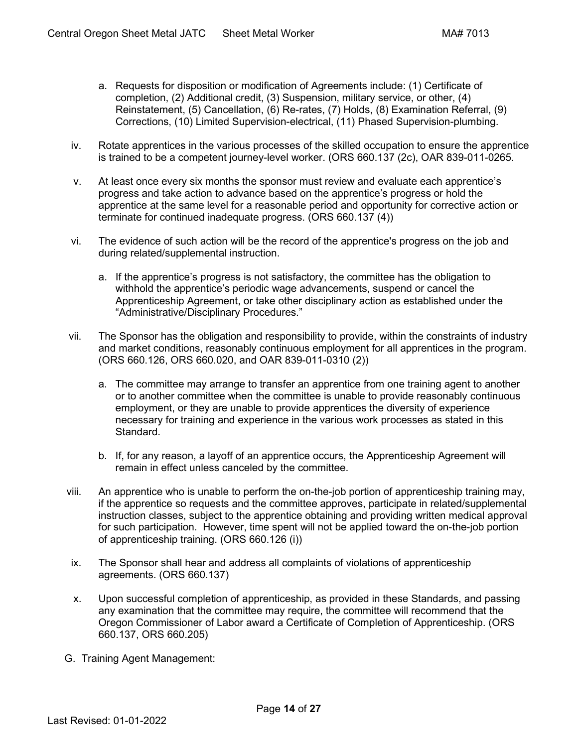a. Requests for disposition or modification of Agreements include: (1) Certificate of completion, (2) Additional credit, (3) Suspension, military service, or other, (4) Reinstatement, (5) Cancellation, (6) Re-rates, (7) Holds, (8) Examination Referral, (9) Corrections, (10) Limited Supervision-electrical, (11) Phased Supervision-plumbing.

iv. Rotate apprentices in the various processes of the skilled occupation to ensure the apprentice is trained to be a competent journey-level worker. (ORS 660.137 (2c), OAR 839-011-0265.

v. At least once every six months the sponsor must review and evaluate each apprentice's progress and take action to advance based on the apprentice's progress or hold the apprentice at the same level for a reasonable period and opportunity for corrective action or terminate for continued inadequate progress. (ORS 660.137 (4))

vi. The evidence of such action will be the record of the apprentice's progress on the job and during related/supplemental instruction.

   a. If the apprentice's progress is not satisfactory, the committee has the obligation to withhold the apprentice's periodic wage advancements, suspend or cancel the Apprenticeship Agreement, or take other disciplinary action as established under the "Administrative/Disciplinary Procedures."

vii. The Sponsor has the obligation and responsibility to provide, within the constraints of industry and market conditions, reasonably continuous employment for all apprentices in the program. (ORS 660.126, ORS 660.020, and OAR 839-011-0310 (2))

   a. The committee may arrange to transfer an apprentice from one training agent to another or to another committee when the committee is unable to provide reasonably continuous employment, or they are unable to provide apprentices the diversity of experience necessary for training and experience in the various work processes as stated in this Standard.

   b. If, for any reason, a layoff of an apprentice occurs, the Apprenticeship Agreement will remain in effect unless canceled by the committee.

viii. An apprentice who is unable to perform the on-the-job portion of apprenticeship training may, if the apprentice so requests and the committee approves, participate in related/supplemental instruction classes, subject to the apprentice obtaining and providing written medical approval for such participation. However, time spent will not be applied toward the on-the-job portion of apprenticeship training. (ORS 660.126 (i))

ix. The Sponsor shall hear and address all complaints of violations of apprenticeship agreements. (ORS 660.137)

x. Upon successful completion of apprenticeship, as provided in these Standards, and passing any examination that the committee may require, the committee will recommend that the Oregon Commissioner of Labor award a Certificate of Completion of Apprenticeship. (ORS 660.137, ORS 660.205)

G. Training Agent Management: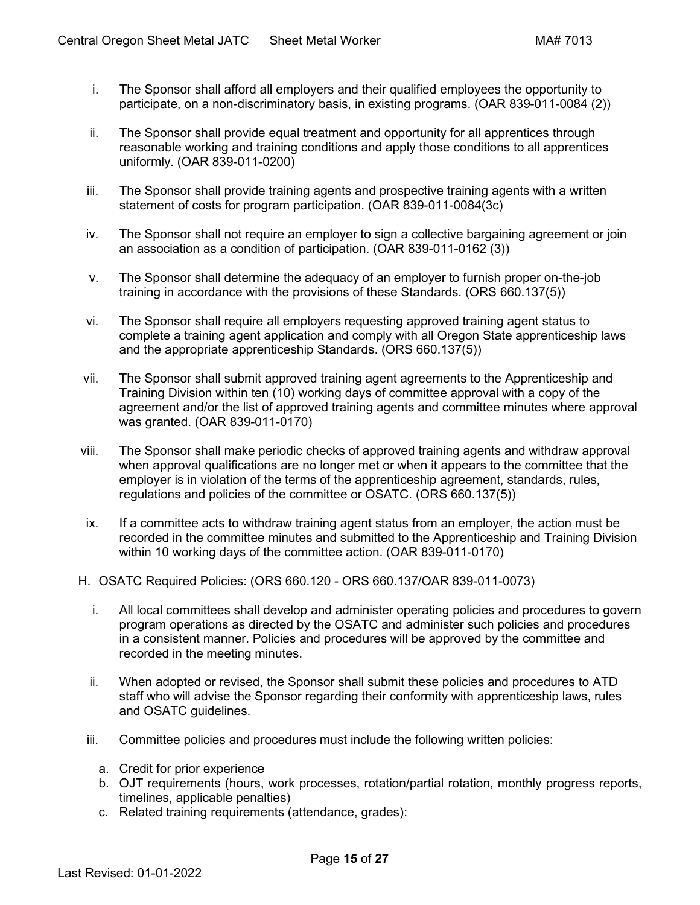i. The Sponsor shall afford all employers and their qualified employees the opportunity to participate, on a non-discriminatory basis, in existing programs. (OAR 839-011-0084 (2))

ii. The Sponsor shall provide equal treatment and opportunity for all apprentices through reasonable working and training conditions and apply those conditions to all apprentices uniformly. (OAR 839-011-0200)

iii. The Sponsor shall provide training agents and prospective training agents with a written statement of costs for program participation. (OAR 839-011-0084(3c)

iv. The Sponsor shall not require an employer to sign a collective bargaining agreement or join an association as a condition of participation. (OAR 839-011-0162 (3))

v. The Sponsor shall determine the adequacy of an employer to furnish proper on-the-job training in accordance with the provisions of these Standards. (ORS 660.137(5))

vi. The Sponsor shall require all employers requesting approved training agent status to complete a training agent application and comply with all Oregon State apprenticeship laws and the appropriate apprenticeship Standards. (ORS 660.137(5))

vii. The Sponsor shall submit approved training agent agreements to the Apprenticeship and Training Division within ten (10) working days of committee approval with a copy of the agreement and/or the list of approved training agents and committee minutes where approval was granted. (OAR 839-011-0170)

viii. The Sponsor shall make periodic checks of approved training agents and withdraw approval when approval qualifications are no longer met or when it appears to the committee that the employer is in violation of the terms of the apprenticeship agreement, standards, rules, regulations and policies of the committee or OSATC. (ORS 660.137(5))

ix. If a committee acts to withdraw training agent status from an employer, the action must be recorded in the committee minutes and submitted to the Apprenticeship and Training Division within 10 working days of the committee action. (OAR 839-011-0170)

H. OSATC Required Policies: (ORS 660.120 - ORS 660.137/OAR 839-011-0073)

i. All local committees shall develop and administer operating policies and procedures to govern program operations as directed by the OSATC and administer such policies and procedures in a consistent manner. Policies and procedures will be approved by the committee and recorded in the meeting minutes.

ii. When adopted or revised, the Sponsor shall submit these policies and procedures to ATD staff who will advise the Sponsor regarding their conformity with apprenticeship laws, rules and OSATC guidelines.

iii. Committee policies and procedures must include the following written policies:

a. Credit for prior experience
b. OJT requirements (hours, work processes, rotation/partial rotation, monthly progress reports, timelines, applicable penalties)
c. Related training requirements (attendance, grades):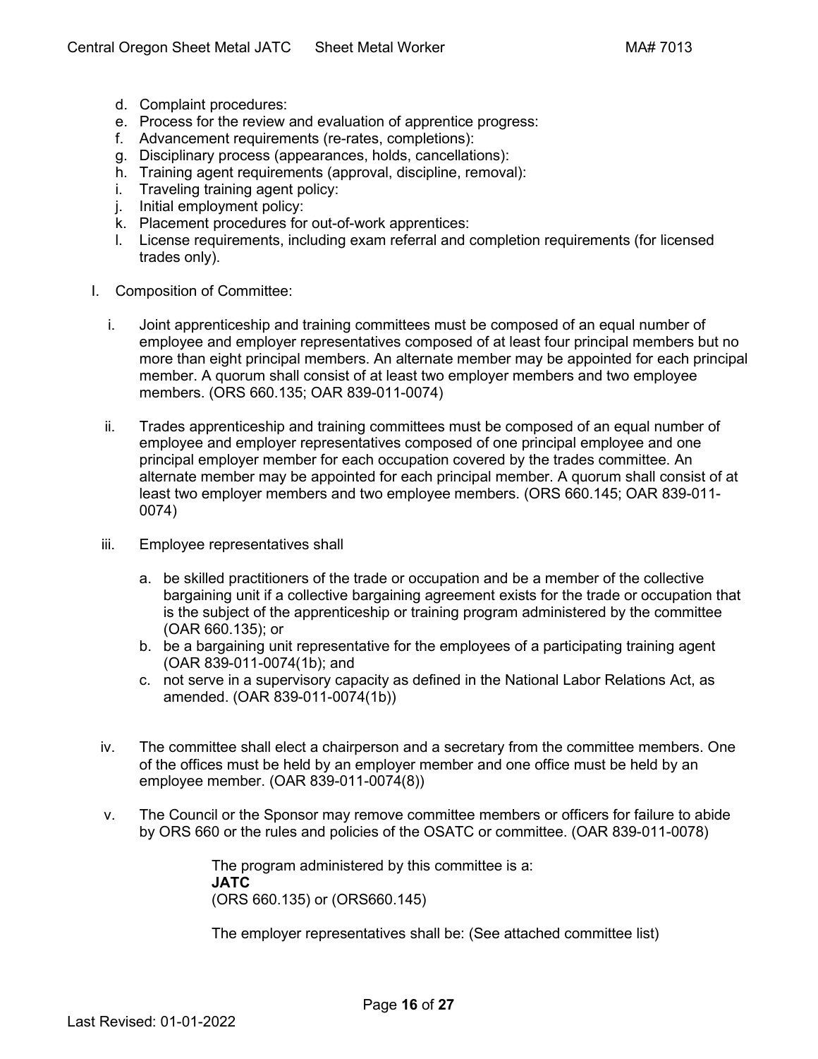d. Complaint procedures:
e. Process for the review and evaluation of apprentice progress:
f. Advancement requirements (re-rates, completions):
g. Disciplinary process (appearances, holds, cancellations):
h. Training agent requirements (approval, discipline, removal):
i. Traveling training agent policy:
j. Initial employment policy:
k. Placement procedures for out-of-work apprentices:
l. License requirements, including exam referral and completion requirements (for licensed trades only).

I. Composition of Committee:

i. Joint apprenticeship and training committees must be composed of an equal number of employee and employer representatives composed of at least four principal members but no more than eight principal members. An alternate member may be appointed for each principal member. A quorum shall consist of at least two employer members and two employee members. (ORS 660.135; OAR 839-011-0074)

ii. Trades apprenticeship and training committees must be composed of an equal number of employee and employer representatives composed of one principal employee and one principal employer member for each occupation covered by the trades committee. An alternate member may be appointed for each principal member. A quorum shall consist of at least two employer members and two employee members. (ORS 660.145; OAR 839-011-0074)

iii. Employee representatives shall

   a. be skilled practitioners of the trade or occupation and be a member of the collective bargaining unit if a collective bargaining agreement exists for the trade or occupation that is the subject of the apprenticeship or training program administered by the committee (OAR 660.135); or
   b. be a bargaining unit representative for the employees of a participating training agent (OAR 839-011-0074(1b); and
   c. not serve in a supervisory capacity as defined in the National Labor Relations Act, as amended. (OAR 839-011-0074(1b))

iv. The committee shall elect a chairperson and a secretary from the committee members. One of the offices must be held by an employer member and one office must be held by an employee member. (OAR 839-011-0074(8))

v. The Council or the Sponsor may remove committee members or officers for failure to abide by ORS 660 or the rules and policies of the OSATC or committee. (OAR 839-011-0078)

The program administered by this committee is a:
**JATC**
(ORS 660.135) or (ORS660.145)

The employer representatives shall be: (See attached committee list)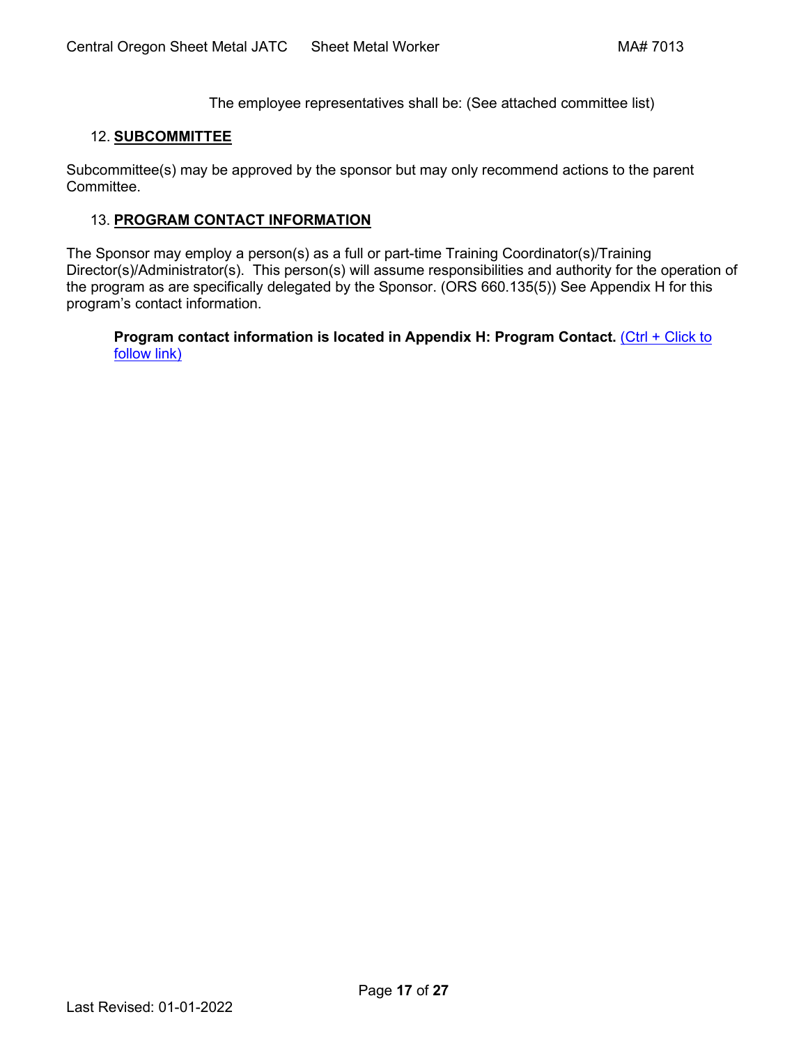The employee representatives shall be: (See attached committee list)

12. **SUBCOMMITTEE**

Subcommittee(s) may be approved by the sponsor but may only recommend actions to the parent Committee.

13. **PROGRAM CONTACT INFORMATION**

The Sponsor may employ a person(s) as a full or part-time Training Coordinator(s)/Training Director(s)/Administrator(s). This person(s) will assume responsibilities and authority for the operation of the program as are specifically delegated by the Sponsor. (ORS 660.135(5)) See Appendix H for this program's contact information.

**Program contact information is located in Appendix H: Program Contact.** (Ctrl + Click to follow link)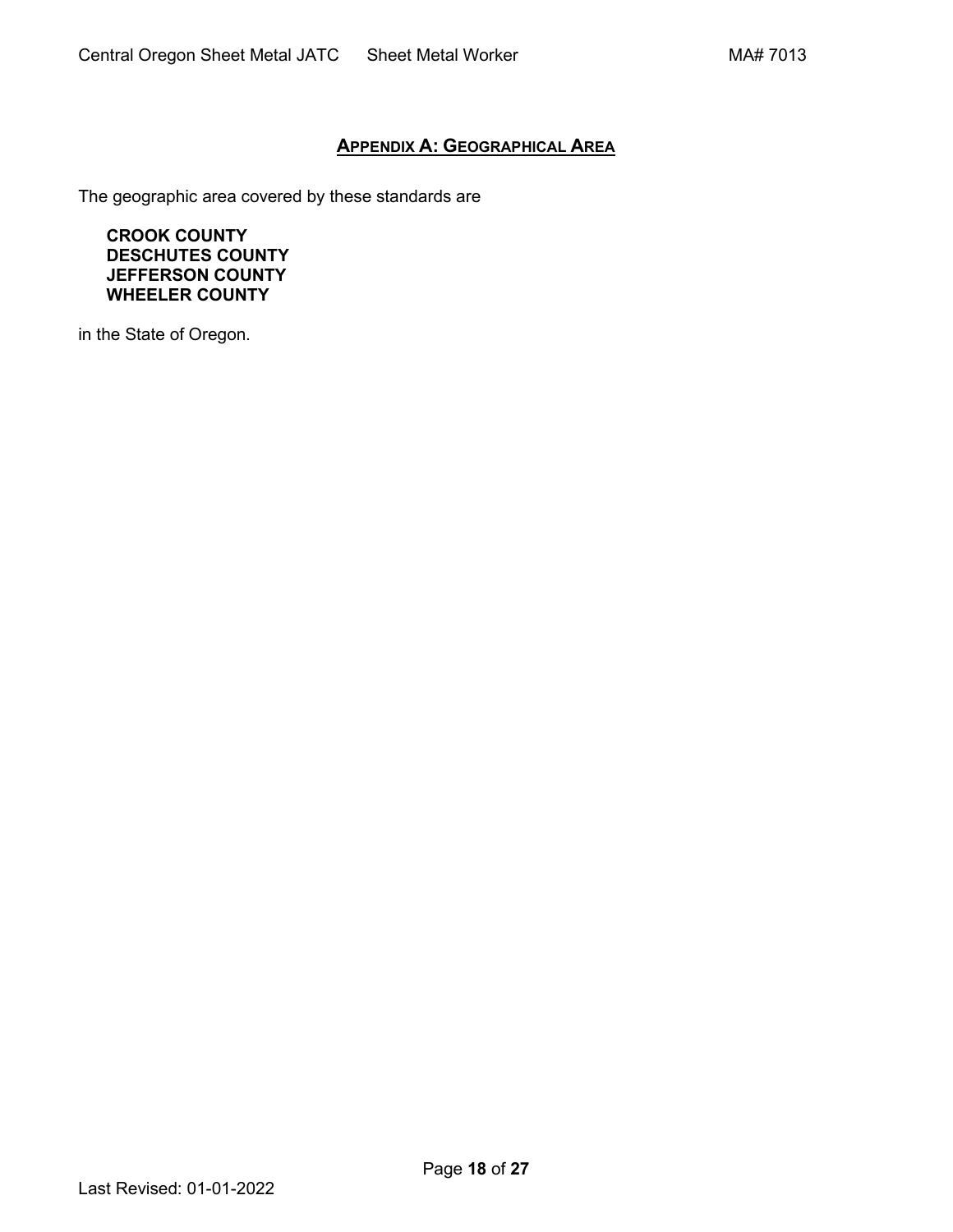## APPENDIX A: GEOGRAPHICAL AREA

The geographic area covered by these standards are

**CROOK COUNTY**
**DESCHUTES COUNTY**
**JEFFERSON COUNTY**
**WHEELER COUNTY**

in the State of Oregon.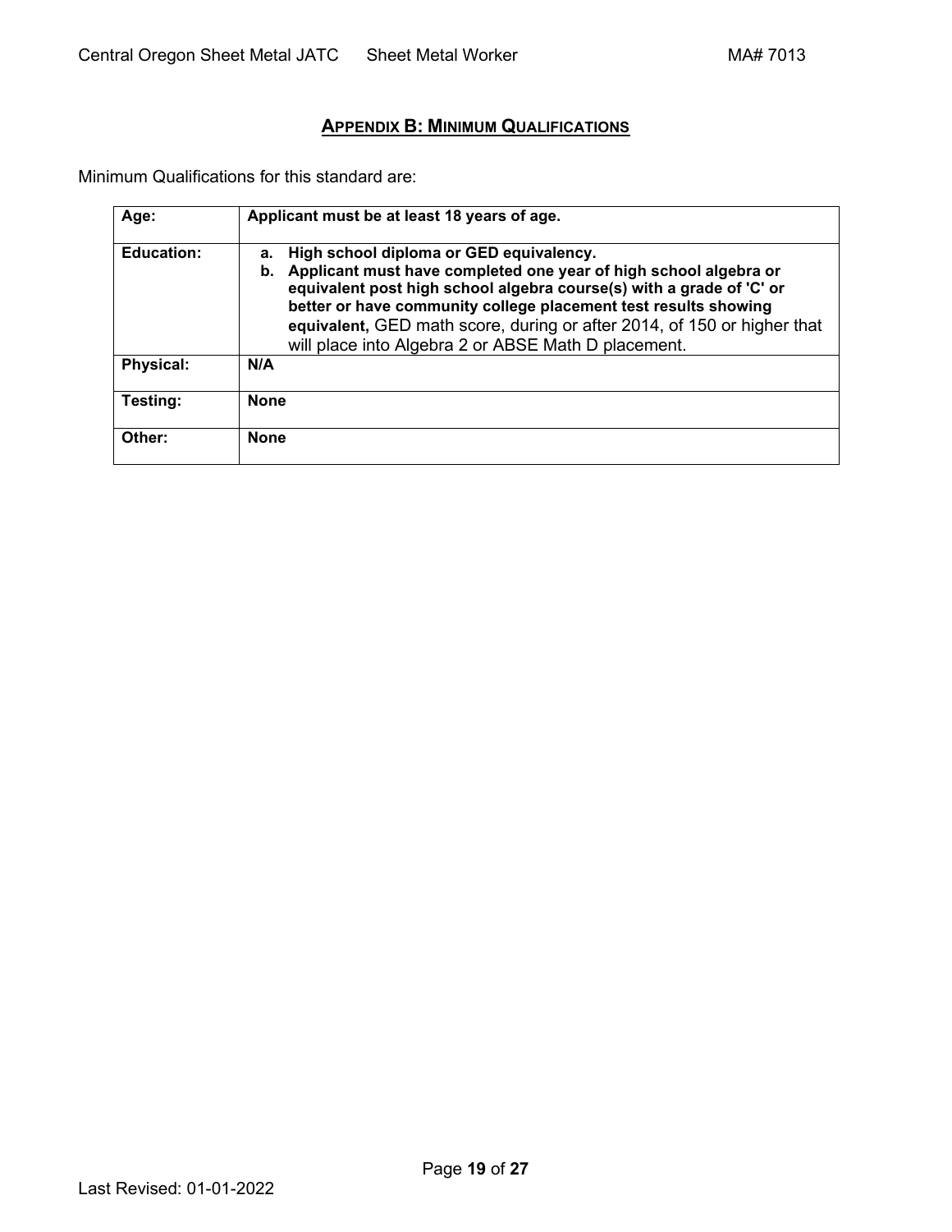## **Appendix B: Minimum Qualifications**

Minimum Qualifications for this standard are:

| **Age:** | **Applicant must be at least 18 years of age.** |
|---|---|
| **Education:** | a. **High school diploma or GED equivalency.** <br> b. **Applicant must have completed one year of high school algebra or equivalent post high school algebra course(s) with a grade of 'C' or better or have community college placement test results showing equivalent,** GED math score, during or after 2014, of 150 or higher that will place into Algebra 2 or ABSE Math D placement. |
| **Physical:** | **N/A** |
| **Testing:** | **None** |
| **Other:** | **None** |

Last Revised: 01-01-2022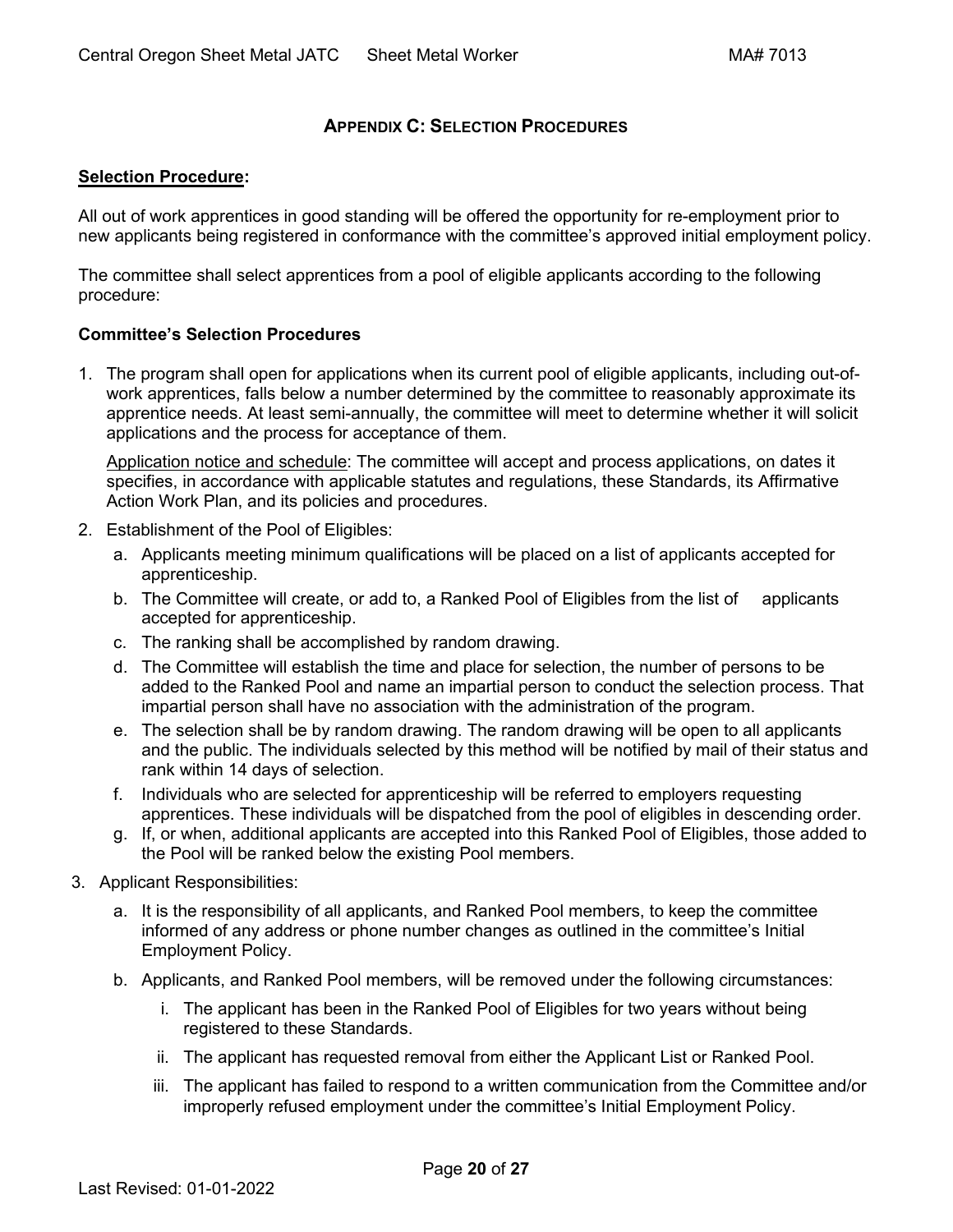## APPENDIX C: SELECTION PROCEDURES

**Selection Procedure:**

All out of work apprentices in good standing will be offered the opportunity for re-employment prior to new applicants being registered in conformance with the committee's approved initial employment policy.

The committee shall select apprentices from a pool of eligible applicants according to the following procedure:

**Committee's Selection Procedures**

1. The program shall open for applications when its current pool of eligible applicants, including out-of-work apprentices, falls below a number determined by the committee to reasonably approximate its apprentice needs. At least semi-annually, the committee will meet to determine whether it will solicit applications and the process for acceptance of them.

   Application notice and schedule: The committee will accept and process applications, on dates it specifies, in accordance with applicable statutes and regulations, these Standards, its Affirmative Action Work Plan, and its policies and procedures.

2. Establishment of the Pool of Eligibles:
   a. Applicants meeting minimum qualifications will be placed on a list of applicants accepted for apprenticeship.
   b. The Committee will create, or add to, a Ranked Pool of Eligibles from the list of applicants accepted for apprenticeship.
   c. The ranking shall be accomplished by random drawing.
   d. The Committee will establish the time and place for selection, the number of persons to be added to the Ranked Pool and name an impartial person to conduct the selection process. That impartial person shall have no association with the administration of the program.
   e. The selection shall be by random drawing. The random drawing will be open to all applicants and the public. The individuals selected by this method will be notified by mail of their status and rank within 14 days of selection.
   f. Individuals who are selected for apprenticeship will be referred to employers requesting apprentices. These individuals will be dispatched from the pool of eligibles in descending order.
   g. If, or when, additional applicants are accepted into this Ranked Pool of Eligibles, those added to the Pool will be ranked below the existing Pool members.

3. Applicant Responsibilities:
   a. It is the responsibility of all applicants, and Ranked Pool members, to keep the committee informed of any address or phone number changes as outlined in the committee's Initial Employment Policy.
   b. Applicants, and Ranked Pool members, will be removed under the following circumstances:
      i. The applicant has been in the Ranked Pool of Eligibles for two years without being registered to these Standards.
      ii. The applicant has requested removal from either the Applicant List or Ranked Pool.
      iii. The applicant has failed to respond to a written communication from the Committee and/or improperly refused employment under the committee's Initial Employment Policy.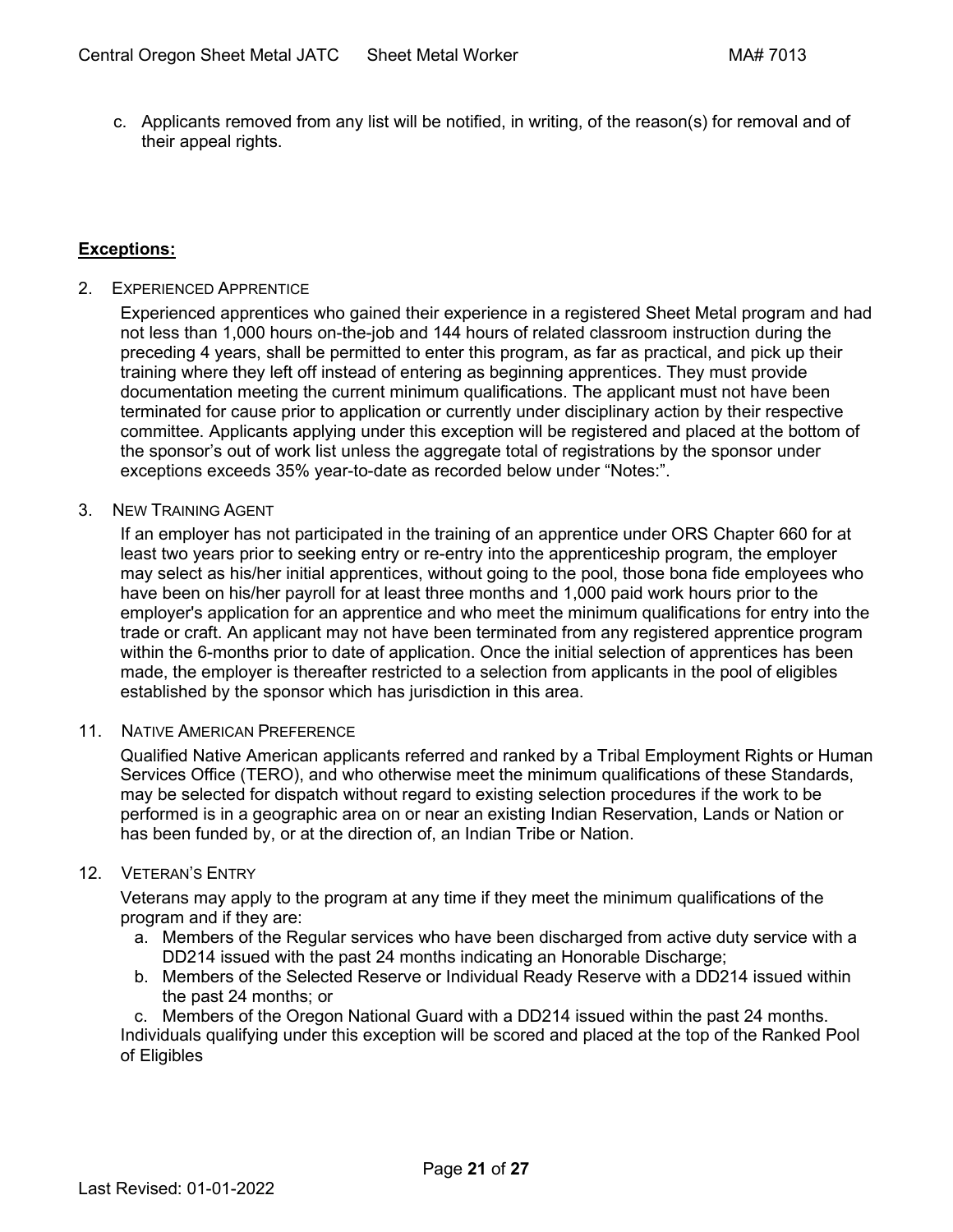c. Applicants removed from any list will be notified, in writing, of the reason(s) for removal and of their appeal rights.

**Exceptions:**

2. EXPERIENCED APPRENTICE

   Experienced apprentices who gained their experience in a registered Sheet Metal program and had not less than 1,000 hours on-the-job and 144 hours of related classroom instruction during the preceding 4 years, shall be permitted to enter this program, as far as practical, and pick up their training where they left off instead of entering as beginning apprentices. They must provide documentation meeting the current minimum qualifications. The applicant must not have been terminated for cause prior to application or currently under disciplinary action by their respective committee. Applicants applying under this exception will be registered and placed at the bottom of the sponsor's out of work list unless the aggregate total of registrations by the sponsor under exceptions exceeds 35% year-to-date as recorded below under "Notes:".

3. NEW TRAINING AGENT

   If an employer has not participated in the training of an apprentice under ORS Chapter 660 for at least two years prior to seeking entry or re-entry into the apprenticeship program, the employer may select as his/her initial apprentices, without going to the pool, those bona fide employees who have been on his/her payroll for at least three months and 1,000 paid work hours prior to the employer's application for an apprentice and who meet the minimum qualifications for entry into the trade or craft. An applicant may not have been terminated from any registered apprentice program within the 6-months prior to date of application. Once the initial selection of apprentices has been made, the employer is thereafter restricted to a selection from applicants in the pool of eligibles established by the sponsor which has jurisdiction in this area.

11. NATIVE AMERICAN PREFERENCE

    Qualified Native American applicants referred and ranked by a Tribal Employment Rights or Human Services Office (TERO), and who otherwise meet the minimum qualifications of these Standards, may be selected for dispatch without regard to existing selection procedures if the work to be performed is in a geographic area on or near an existing Indian Reservation, Lands or Nation or has been funded by, or at the direction of, an Indian Tribe or Nation.

12. VETERAN'S ENTRY

    Veterans may apply to the program at any time if they meet the minimum qualifications of the program and if they are:

    a. Members of the Regular services who have been discharged from active duty service with a DD214 issued with the past 24 months indicating an Honorable Discharge;
    b. Members of the Selected Reserve or Individual Ready Reserve with a DD214 issued within the past 24 months; or
    c. Members of the Oregon National Guard with a DD214 issued within the past 24 months.

    Individuals qualifying under this exception will be scored and placed at the top of the Ranked Pool of Eligibles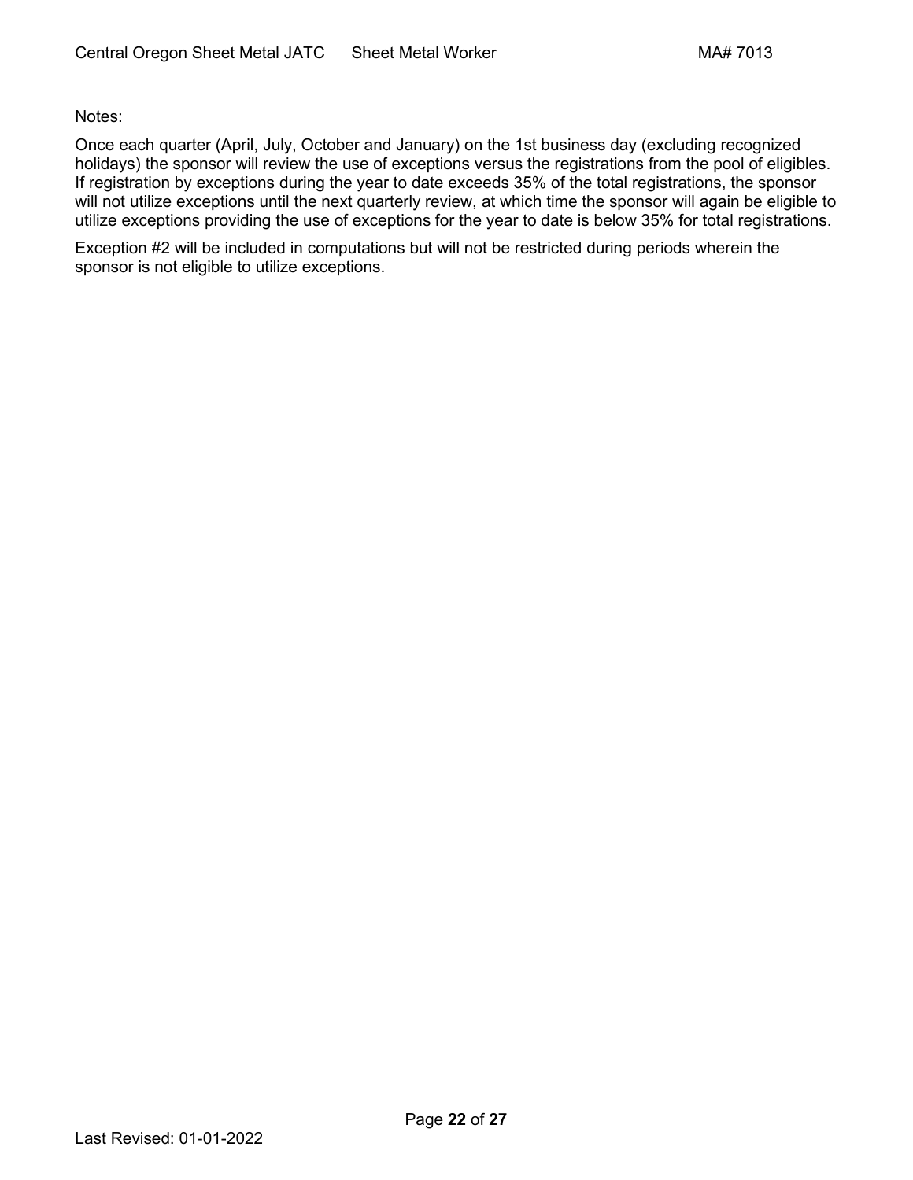Notes:

Once each quarter (April, July, October and January) on the 1st business day (excluding recognized holidays) the sponsor will review the use of exceptions versus the registrations from the pool of eligibles. If registration by exceptions during the year to date exceeds 35% of the total registrations, the sponsor will not utilize exceptions until the next quarterly review, at which time the sponsor will again be eligible to utilize exceptions providing the use of exceptions for the year to date is below 35% for total registrations.

Exception #2 will be included in computations but will not be restricted during periods wherein the sponsor is not eligible to utilize exceptions.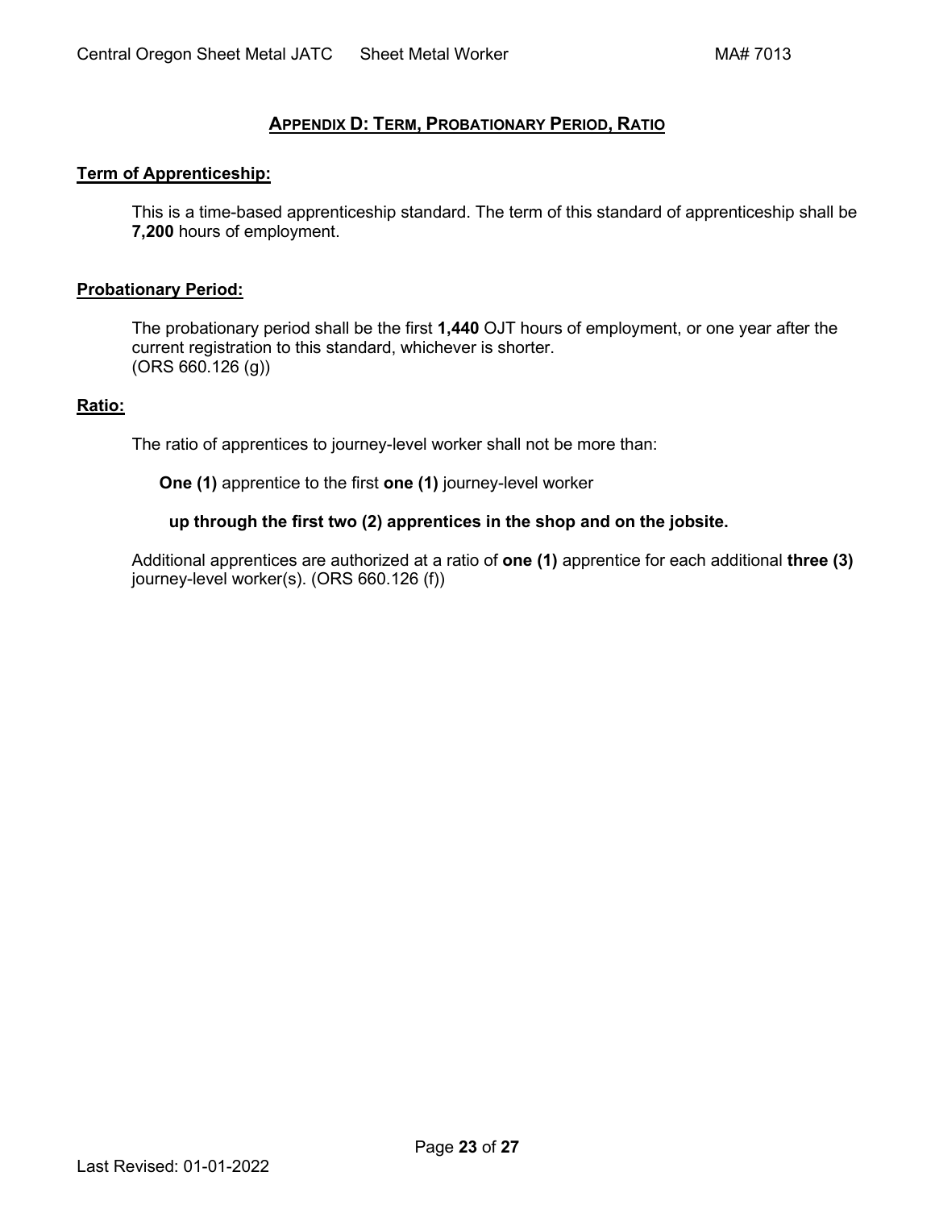## Appendix D: Term, Probationary Period, Ratio

**Term of Apprenticeship:**

This is a time-based apprenticeship standard. The term of this standard of apprenticeship shall be **7,200** hours of employment.

**Probationary Period:**

The probationary period shall be the first **1,440** OJT hours of employment, or one year after the current registration to this standard, whichever is shorter.
(ORS 660.126 (g))

**Ratio:**

The ratio of apprentices to journey-level worker shall not be more than:

**One (1)** apprentice to the first **one (1)** journey-level worker

**up through the first two (2) apprentices in the shop and on the jobsite.**

Additional apprentices are authorized at a ratio of **one (1)** apprentice for each additional **three (3)** journey-level worker(s). (ORS 660.126 (f))

Last Revised: 01-01-2022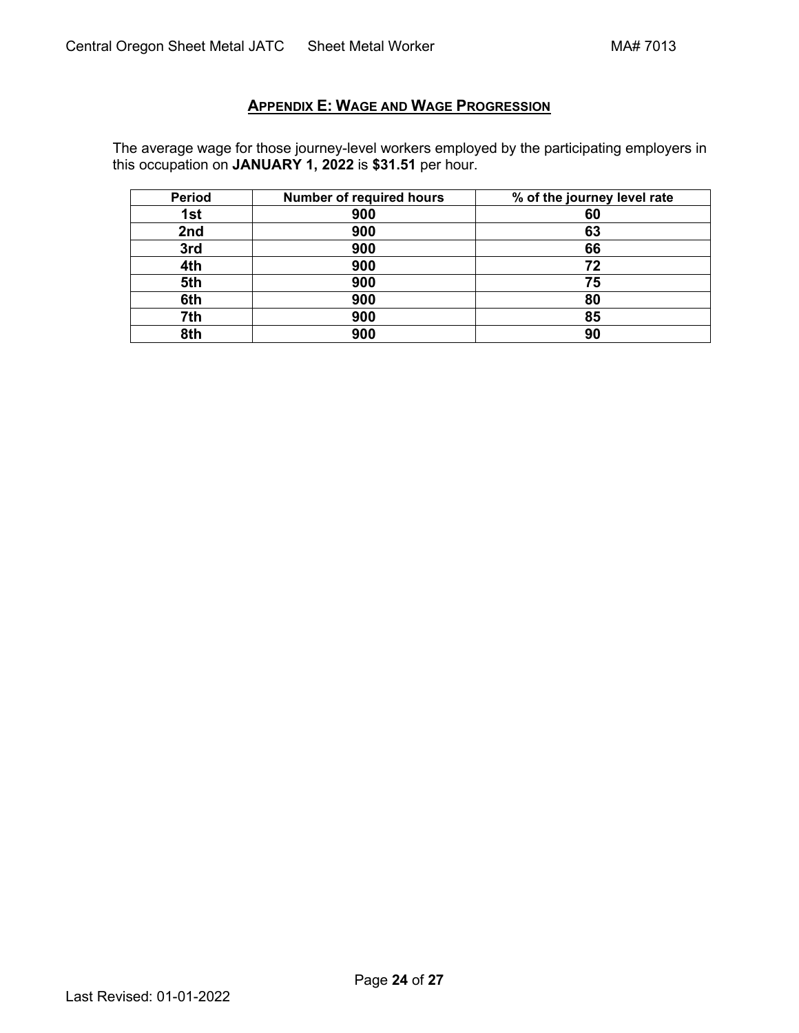## APPENDIX E: WAGE AND WAGE PROGRESSION

The average wage for those journey-level workers employed by the participating employers in this occupation on **JANUARY 1, 2022** is **$31.51** per hour.

| Period | Number of required hours | % of the journey level rate |
|---|---|---|
| 1st | 900 | 60 |
| 2nd | 900 | 63 |
| 3rd | 900 | 66 |
| 4th | 900 | 72 |
| 5th | 900 | 75 |
| 6th | 900 | 80 |
| 7th | 900 | 85 |
| 8th | 900 | 90 |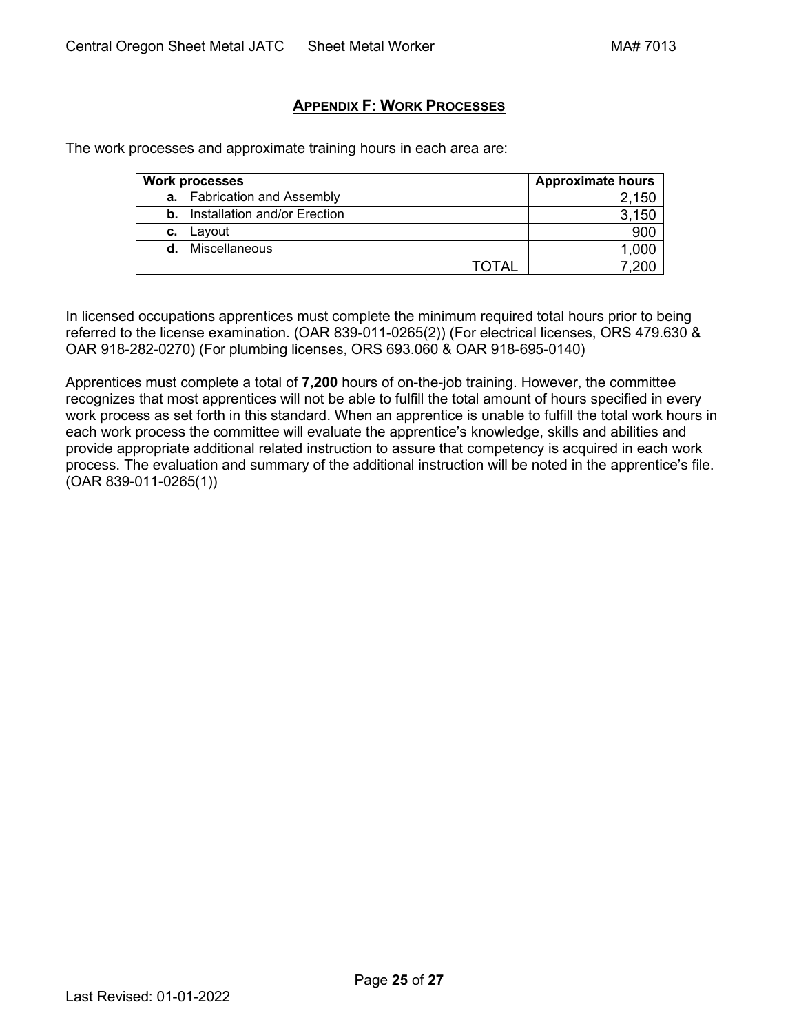## Appendix F: Work Processes

The work processes and approximate training hours in each area are:

| Work processes | Approximate hours |
|---|---|
| **a.** Fabrication and Assembly | 2,150 |
| **b.** Installation and/or Erection | 3,150 |
| **c.** Layout | 900 |
| **d.** Miscellaneous | 1,000 |
| TOTAL | 7,200 |

In licensed occupations apprentices must complete the minimum required total hours prior to being referred to the license examination. (OAR 839-011-0265(2)) (For electrical licenses, ORS 479.630 & OAR 918-282-0270) (For plumbing licenses, ORS 693.060 & OAR 918-695-0140)

Apprentices must complete a total of **7,200** hours of on-the-job training. However, the committee recognizes that most apprentices will not be able to fulfill the total amount of hours specified in every work process as set forth in this standard. When an apprentice is unable to fulfill the total work hours in each work process the committee will evaluate the apprentice's knowledge, skills and abilities and provide appropriate additional related instruction to assure that competency is acquired in each work process. The evaluation and summary of the additional instruction will be noted in the apprentice's file. (OAR 839-011-0265(1))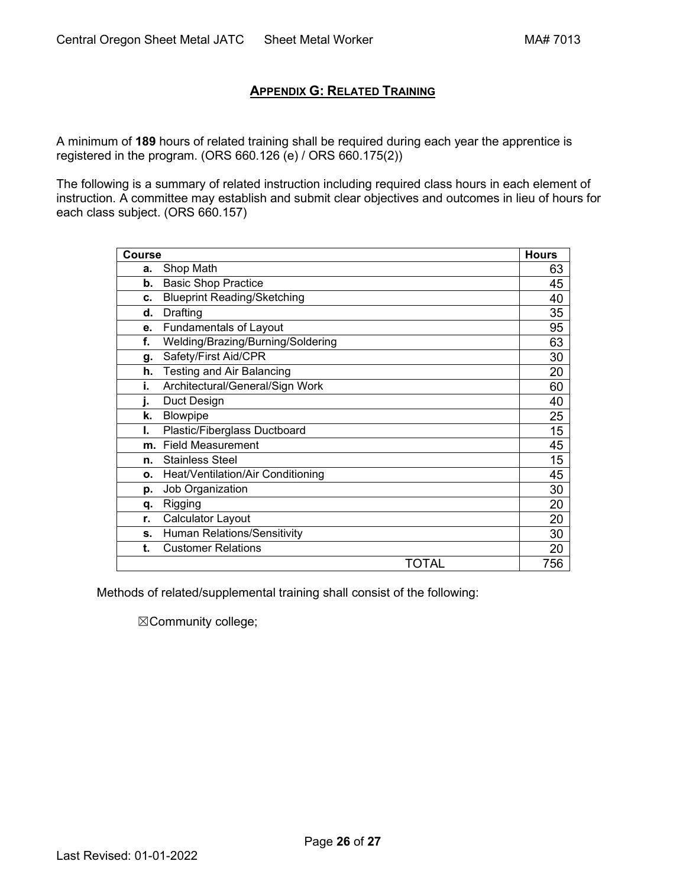## APPENDIX G: RELATED TRAINING

A minimum of **189** hours of related training shall be required during each year the apprentice is registered in the program. (ORS 660.126 (e) / ORS 660.175(2))

The following is a summary of related instruction including required class hours in each element of instruction. A committee may establish and submit clear objectives and outcomes in lieu of hours for each class subject. (ORS 660.157)

| Course | Hours |
|---|---|
| **a.** Shop Math | 63 |
| **b.** Basic Shop Practice | 45 |
| **c.** Blueprint Reading/Sketching | 40 |
| **d.** Drafting | 35 |
| **e.** Fundamentals of Layout | 95 |
| **f.** Welding/Brazing/Burning/Soldering | 63 |
| **g.** Safety/First Aid/CPR | 30 |
| **h.** Testing and Air Balancing | 20 |
| **i.** Architectural/General/Sign Work | 60 |
| **j.** Duct Design | 40 |
| **k.** Blowpipe | 25 |
| **l.** Plastic/Fiberglass Ductboard | 15 |
| **m.** Field Measurement | 45 |
| **n.** Stainless Steel | 15 |
| **o.** Heat/Ventilation/Air Conditioning | 45 |
| **p.** Job Organization | 30 |
| **q.** Rigging | 20 |
| **r.** Calculator Layout | 20 |
| **s.** Human Relations/Sensitivity | 30 |
| **t.** Customer Relations | 20 |
| TOTAL | 756 |

Methods of related/supplemental training shall consist of the following:

☒Community college;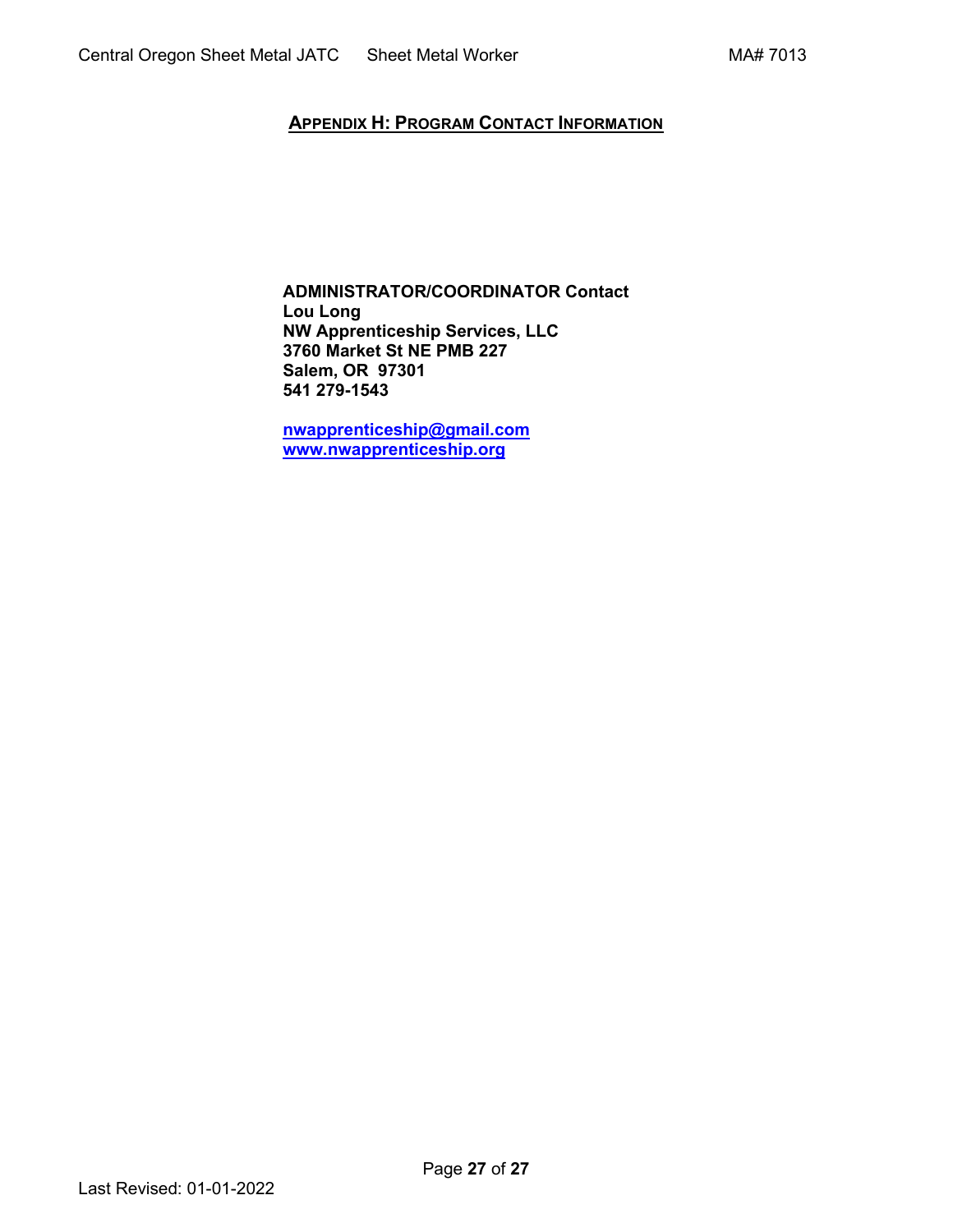## Appendix H: Program Contact Information

**ADMINISTRATOR/COORDINATOR Contact**
**Lou Long**
**NW Apprenticeship Services, LLC**
**3760 Market St NE PMB 227**
**Salem, OR 97301**
**541 279-1543**

**nwapprenticeship@gmail.com**
**www.nwapprenticeship.org**